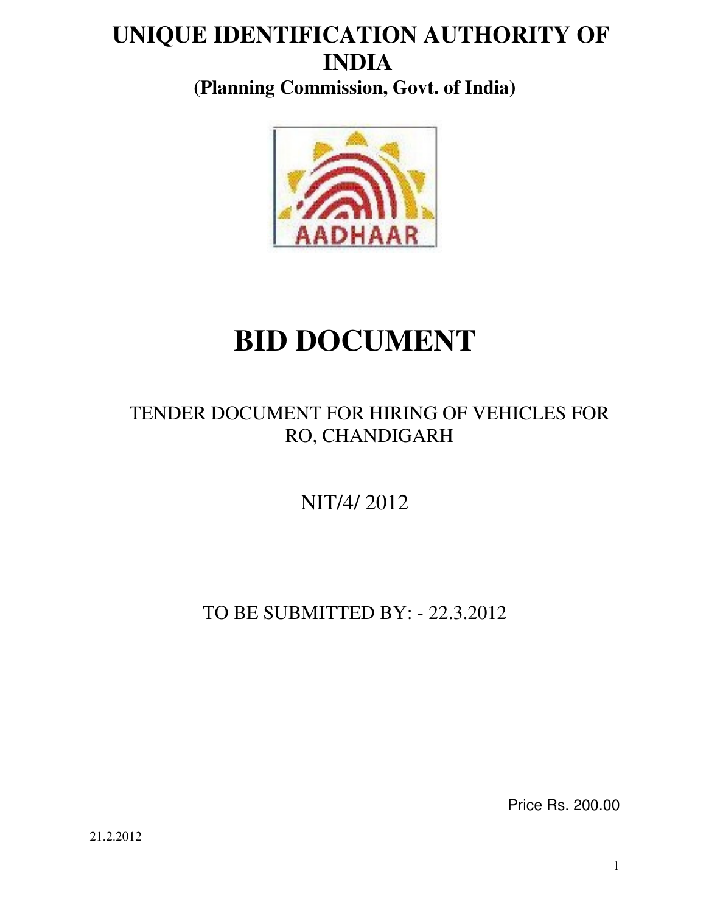# UNIQUE IDENTIFICATION AUTHORITY OF INDIA

**(Planning Commission, Govt. of India)**

# BID DOCUMENT

TENDER DOCUMENT FOR HIRING OF VEHICLES FOR RO, CHANDIGARH

NIT/4/ 2012

TO BE SUBMITTED BY: - 22.3.2012

Price Rs. 200.00

21.2.2012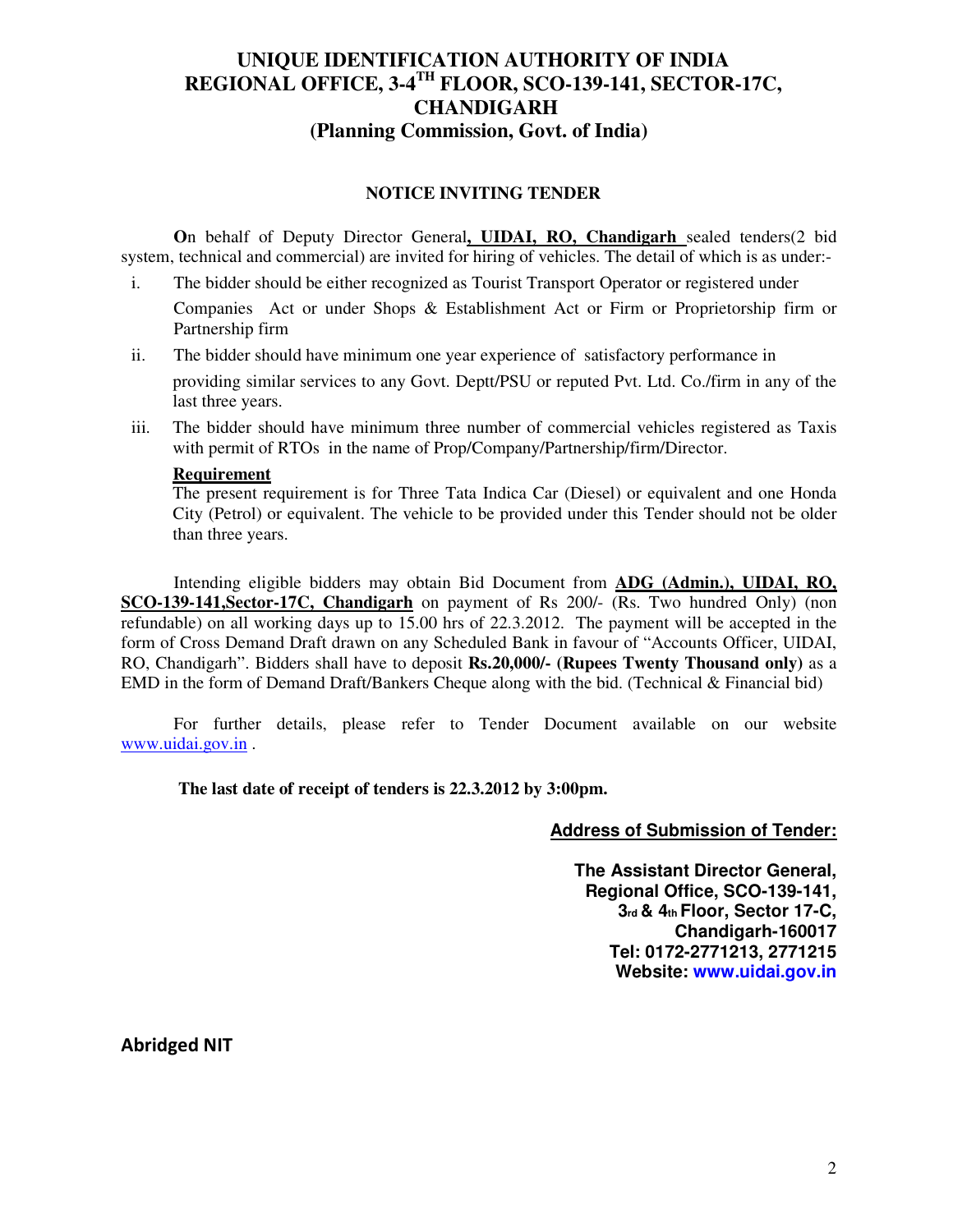# UNIQUE IDENTIFICATION AUTHORITY OF INDIA
# REGIONAL OFFICE, 3-4$^{TH}$ FLOOR, SCO-139-141, SECTOR-17C, CHANDIGARH
# (Planning Commission, Govt. of India)

## NOTICE INVITING TENDER

**O**n behalf of Deputy Director General**, UIDAI, RO, Chandigarh** sealed tenders(2 bid system, technical and commercial) are invited for hiring of vehicles. The detail of which is as under:-

i. The bidder should be either recognized as Tourist Transport Operator or registered under Companies Act or under Shops & Establishment Act or Firm or Proprietorship firm or Partnership firm

ii. The bidder should have minimum one year experience of satisfactory performance in providing similar services to any Govt. Deptt/PSU or reputed Pvt. Ltd. Co./firm in any of the last three years.

iii. The bidder should have minimum three number of commercial vehicles registered as Taxis with permit of RTOs in the name of Prop/Company/Partnership/firm/Director.

**Requirement**

The present requirement is for Three Tata Indica Car (Diesel) or equivalent and one Honda City (Petrol) or equivalent. The vehicle to be provided under this Tender should not be older than three years.

Intending eligible bidders may obtain Bid Document from **ADG (Admin.), UIDAI, RO, SCO-139-141,Sector-17C, Chandigarh** on payment of Rs 200/- (Rs. Two hundred Only) (non refundable) on all working days up to 15.00 hrs of 22.3.2012. The payment will be accepted in the form of Cross Demand Draft drawn on any Scheduled Bank in favour of "Accounts Officer, UIDAI, RO, Chandigarh". Bidders shall have to deposit **Rs.20,000/- (Rupees Twenty Thousand only)** as a EMD in the form of Demand Draft/Bankers Cheque along with the bid. (Technical & Financial bid)

For further details, please refer to Tender Document available on our website www.uidai.gov.in .

**The last date of receipt of tenders is 22.3.2012 by 3:00pm.**

**Address of Submission of Tender:**

**The Assistant Director General,**
**Regional Office, SCO-139-141,**
**3rd & 4th Floor, Sector 17-C,**
**Chandigarh-160017**
**Tel: 0172-2771213, 2771215**
**Website: www.uidai.gov.in**

**Abridged NIT**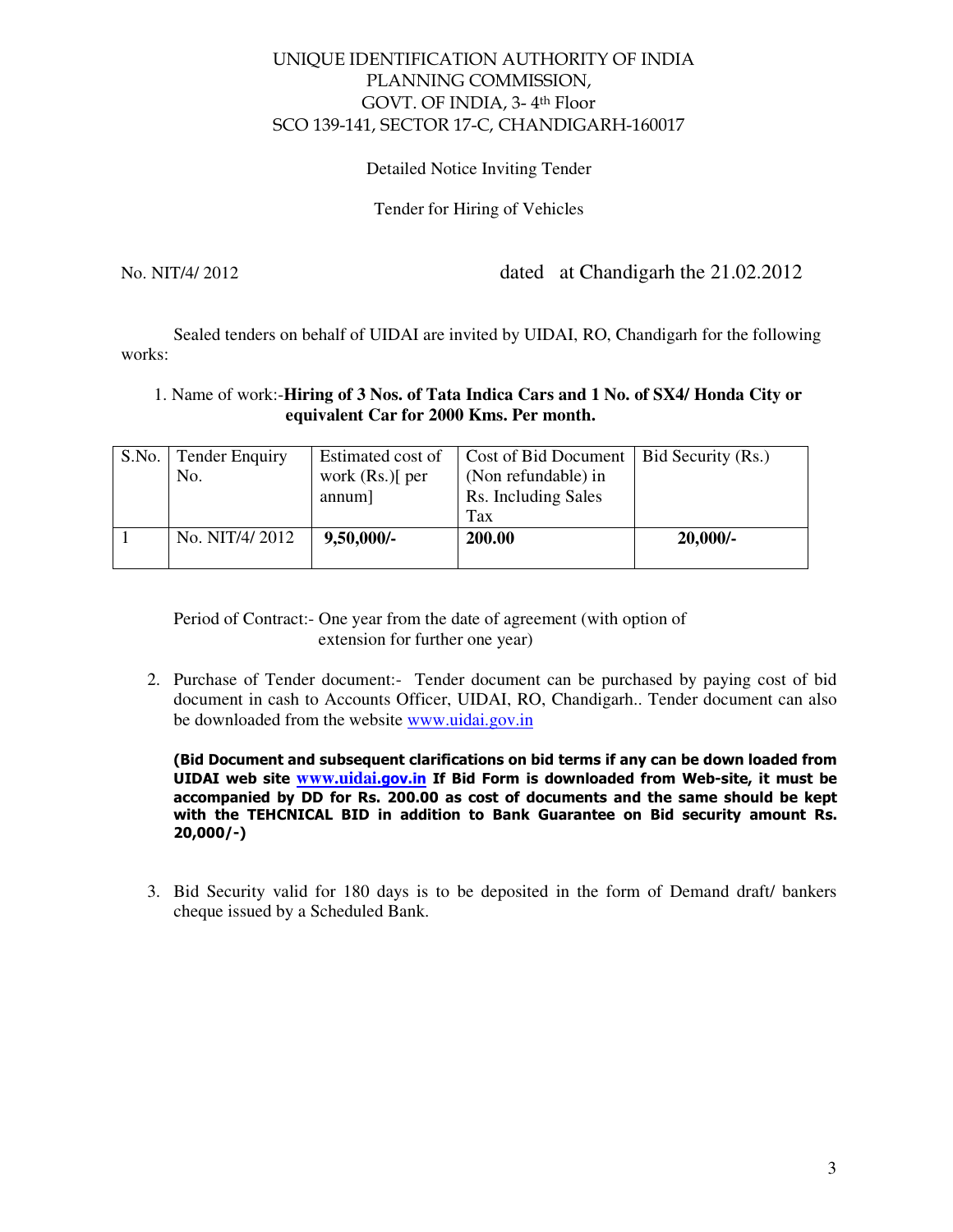UNIQUE IDENTIFICATION AUTHORITY OF INDIA
PLANNING COMMISSION,
GOVT. OF INDIA, 3- 4th Floor
SCO 139-141, SECTOR 17-C, CHANDIGARH-160017

Detailed Notice Inviting Tender

Tender for Hiring of Vehicles

No. NIT/4/ 2012 dated at Chandigarh the 21.02.2012

Sealed tenders on behalf of UIDAI are invited by UIDAI, RO, Chandigarh for the following works:

1. Name of work:-**Hiring of 3 Nos. of Tata Indica Cars and 1 No. of SX4/ Honda City or equivalent Car for 2000 Kms. Per month.**

| S.No. | Tender Enquiry No. | Estimated cost of work (Rs.)[ per annum] | Cost of Bid Document (Non refundable) in Rs. Including Sales Tax | Bid Security (Rs.) |
|---|---|---|---|---|
| 1 | No. NIT/4/ 2012 | **9,50,000/-** | **200.00** | **20,000/-** |

Period of Contract:- One year from the date of agreement (with option of extension for further one year)

2. Purchase of Tender document:- Tender document can be purchased by paying cost of bid document in cash to Accounts Officer, UIDAI, RO, Chandigarh.. Tender document can also be downloaded from the website www.uidai.gov.in

   **(Bid Document and subsequent clarifications on bid terms if any can be down loaded from UIDAI web site www.uidai.gov.in If Bid Form is downloaded from Web-site, it must be accompanied by DD for Rs. 200.00 as cost of documents and the same should be kept with the TEHCNICAL BID in addition to Bank Guarantee on Bid security amount Rs. 20,000/-)**

3. Bid Security valid for 180 days is to be deposited in the form of Demand draft/ bankers cheque issued by a Scheduled Bank.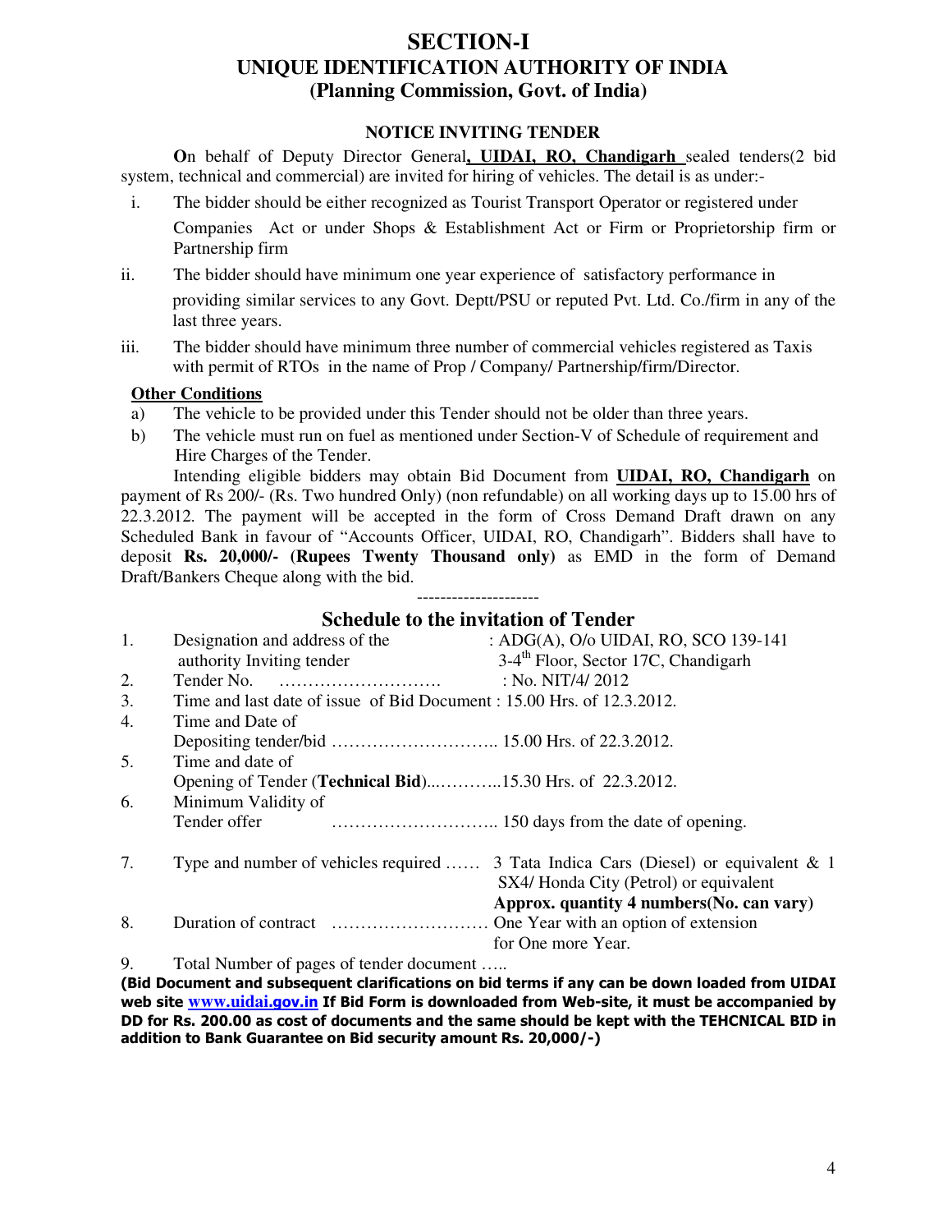# SECTION-I

## UNIQUE IDENTIFICATION AUTHORITY OF INDIA

## (Planning Commission, Govt. of India)

### NOTICE INVITING TENDER

**O**n behalf of Deputy Director General**, UIDAI, RO, Chandigarh** sealed tenders(2 bid system, technical and commercial) are invited for hiring of vehicles. The detail is as under:-

i. The bidder should be either recognized as Tourist Transport Operator or registered under Companies Act or under Shops & Establishment Act or Firm or Proprietorship firm or Partnership firm

ii. The bidder should have minimum one year experience of satisfactory performance in providing similar services to any Govt. Deptt/PSU or reputed Pvt. Ltd. Co./firm in any of the last three years.

iii. The bidder should have minimum three number of commercial vehicles registered as Taxis with permit of RTOs in the name of Prop / Company/ Partnership/firm/Director.

**Other Conditions**

a) The vehicle to be provided under this Tender should not be older than three years.

b) The vehicle must run on fuel as mentioned under Section-V of Schedule of requirement and Hire Charges of the Tender.

Intending eligible bidders may obtain Bid Document from **UIDAI, RO, Chandigarh** on payment of Rs 200/- (Rs. Two hundred Only) (non refundable) on all working days up to 15.00 hrs of 22.3.2012. The payment will be accepted in the form of Cross Demand Draft drawn on any Scheduled Bank in favour of "Accounts Officer, UIDAI, RO, Chandigarh". Bidders shall have to deposit **Rs. 20,000/- (Rupees Twenty Thousand only)** as EMD in the form of Demand Draft/Bankers Cheque along with the bid.

---------------------

## Schedule to the invitation of Tender

1. Designation and address of the authority Inviting tender : ADG(A), O/o UIDAI, RO, SCO 139-141 3-4th Floor, Sector 17C, Chandigarh
2. Tender No. ………………………. : No. NIT/4/ 2012
3. Time and last date of issue of Bid Document : 15.00 Hrs. of 12.3.2012.
4. Time and Date of Depositing tender/bid ……………………….. 15.00 Hrs. of 22.3.2012.
5. Time and date of Opening of Tender (**Technical Bid**)...………..15.30 Hrs. of 22.3.2012.
6. Minimum Validity of Tender offer ……………………….. 150 days from the date of opening.
7. Type and number of vehicles required …… 3 Tata Indica Cars (Diesel) or equivalent & 1 SX4/ Honda City (Petrol) or equivalent **Approx. quantity 4 numbers(No. can vary)**
8. Duration of contract ……………………… One Year with an option of extension for One more Year.
9. Total Number of pages of tender document …..

**(Bid Document and subsequent clarifications on bid terms if any can be down loaded from UIDAI web site www.uidai.gov.in If Bid Form is downloaded from Web-site, it must be accompanied by DD for Rs. 200.00 as cost of documents and the same should be kept with the TEHCNICAL BID in addition to Bank Guarantee on Bid security amount Rs. 20,000/-)**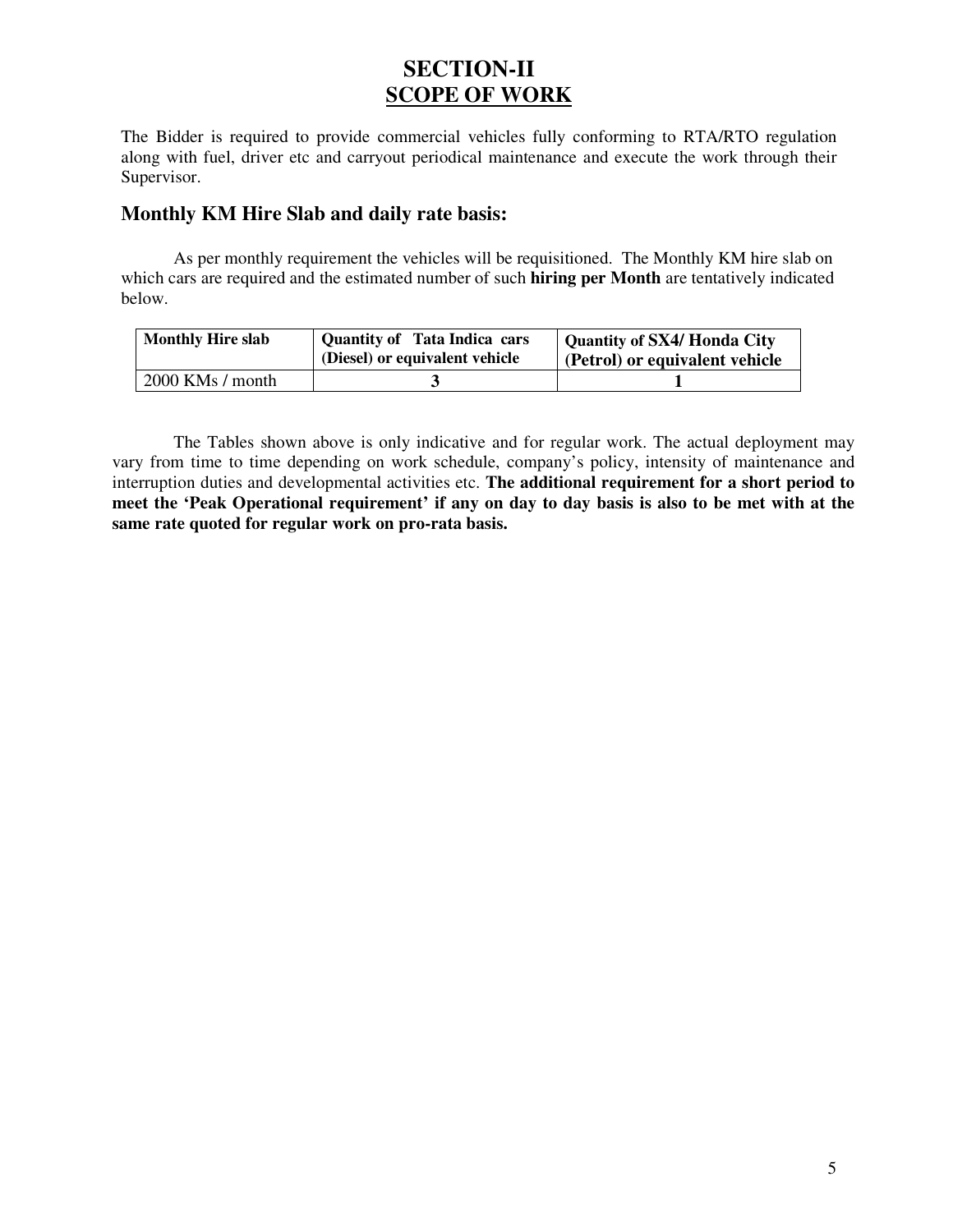# SECTION-II
## SCOPE OF WORK

The Bidder is required to provide commercial vehicles fully conforming to RTA/RTO regulation along with fuel, driver etc and carryout periodical maintenance and execute the work through their Supervisor.

### Monthly KM Hire Slab and daily rate basis:

As per monthly requirement the vehicles will be requisitioned. The Monthly KM hire slab on which cars are required and the estimated number of such **hiring per Month** are tentatively indicated below.

| Monthly Hire slab | Quantity of Tata Indica cars (Diesel) or equivalent vehicle | Quantity of SX4/ Honda City (Petrol) or equivalent vehicle |
|---|---|---|
| 2000 KMs / month | **3** | **1** |

The Tables shown above is only indicative and for regular work. The actual deployment may vary from time to time depending on work schedule, company's policy, intensity of maintenance and interruption duties and developmental activities etc. **The additional requirement for a short period to meet the 'Peak Operational requirement' if any on day to day basis is also to be met with at the same rate quoted for regular work on pro-rata basis.**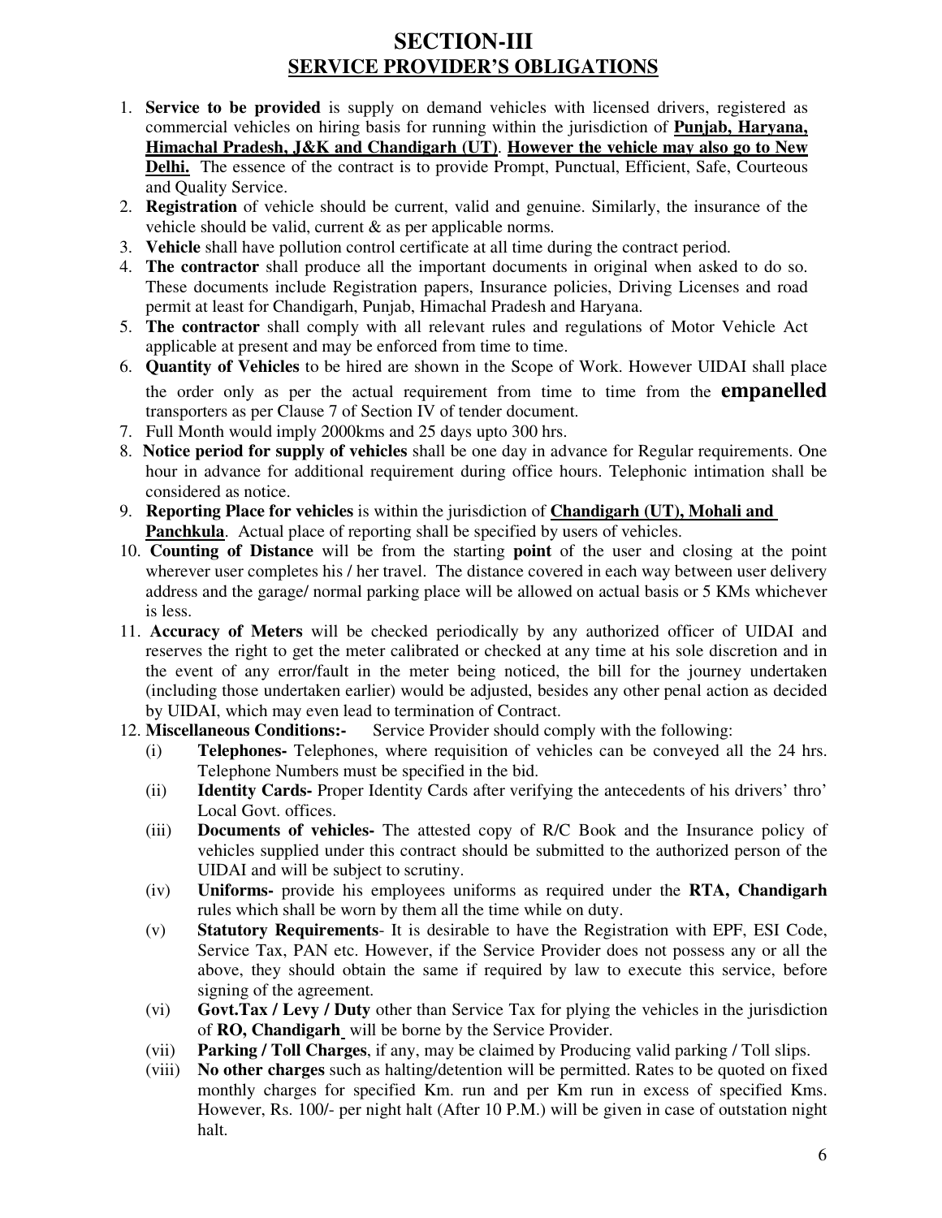# SECTION-III

## SERVICE PROVIDER'S OBLIGATIONS

1. **Service to be provided** is supply on demand vehicles with licensed drivers, registered as commercial vehicles on hiring basis for running within the jurisdiction of **Punjab, Haryana, Himachal Pradesh, J&K and Chandigarh (UT)**. **However the vehicle may also go to New Delhi.** The essence of the contract is to provide Prompt, Punctual, Efficient, Safe, Courteous and Quality Service.
2. **Registration** of vehicle should be current, valid and genuine. Similarly, the insurance of the vehicle should be valid, current & as per applicable norms.
3. **Vehicle** shall have pollution control certificate at all time during the contract period.
4. **The contractor** shall produce all the important documents in original when asked to do so. These documents include Registration papers, Insurance policies, Driving Licenses and road permit at least for Chandigarh, Punjab, Himachal Pradesh and Haryana.
5. **The contractor** shall comply with all relevant rules and regulations of Motor Vehicle Act applicable at present and may be enforced from time to time.
6. **Quantity of Vehicles** to be hired are shown in the Scope of Work. However UIDAI shall place the order only as per the actual requirement from time to time from the **empanelled** transporters as per Clause 7 of Section IV of tender document.
7. Full Month would imply 2000kms and 25 days upto 300 hrs.
8. **Notice period for supply of vehicles** shall be one day in advance for Regular requirements. One hour in advance for additional requirement during office hours. Telephonic intimation shall be considered as notice.
9. **Reporting Place for vehicles** is within the jurisdiction of **Chandigarh (UT), Mohali and Panchkula**. Actual place of reporting shall be specified by users of vehicles.
10. **Counting of Distance** will be from the starting **point** of the user and closing at the point wherever user completes his / her travel. The distance covered in each way between user delivery address and the garage/ normal parking place will be allowed on actual basis or 5 KMs whichever is less.
11. **Accuracy of Meters** will be checked periodically by any authorized officer of UIDAI and reserves the right to get the meter calibrated or checked at any time at his sole discretion and in the event of any error/fault in the meter being noticed, the bill for the journey undertaken (including those undertaken earlier) would be adjusted, besides any other penal action as decided by UIDAI, which may even lead to termination of Contract.
12. **Miscellaneous Conditions:-** Service Provider should comply with the following:
    - (i) **Telephones-** Telephones, where requisition of vehicles can be conveyed all the 24 hrs. Telephone Numbers must be specified in the bid.
    - (ii) **Identity Cards-** Proper Identity Cards after verifying the antecedents of his drivers' thro' Local Govt. offices.
    - (iii) **Documents of vehicles-** The attested copy of R/C Book and the Insurance policy of vehicles supplied under this contract should be submitted to the authorized person of the UIDAI and will be subject to scrutiny.
    - (iv) **Uniforms-** provide his employees uniforms as required under the **RTA, Chandigarh** rules which shall be worn by them all the time while on duty.
    - (v) **Statutory Requirements**- It is desirable to have the Registration with EPF, ESI Code, Service Tax, PAN etc. However, if the Service Provider does not possess any or all the above, they should obtain the same if required by law to execute this service, before signing of the agreement.
    - (vi) **Govt.Tax / Levy / Duty** other than Service Tax for plying the vehicles in the jurisdiction of **RO, Chandigarh** will be borne by the Service Provider.
    - (vii) **Parking / Toll Charges**, if any, may be claimed by Producing valid parking / Toll slips.
    - (viii) **No other charges** such as halting/detention will be permitted. Rates to be quoted on fixed monthly charges for specified Km. run and per Km run in excess of specified Kms. However, Rs. 100/- per night halt (After 10 P.M.) will be given in case of outstation night halt.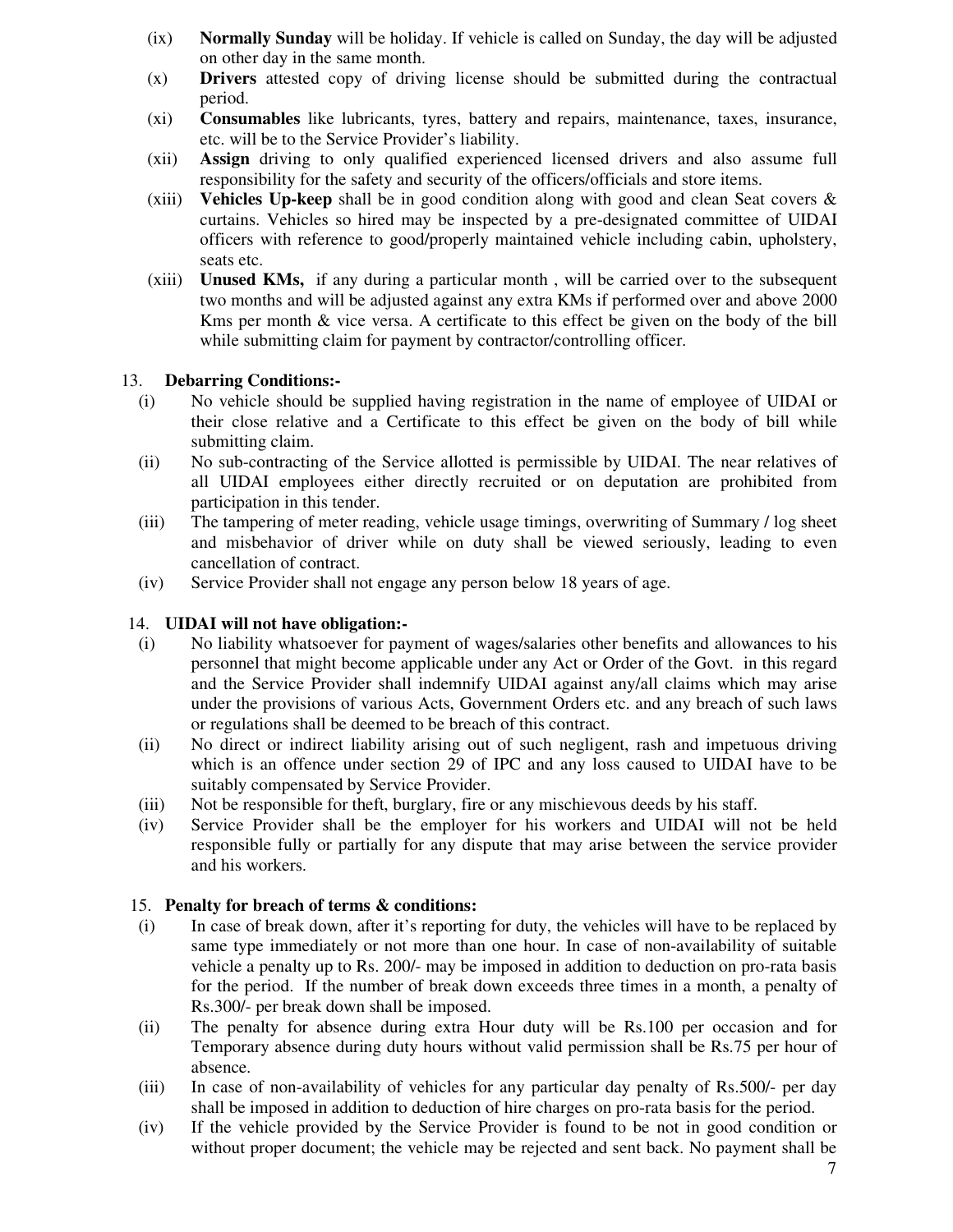(ix) **Normally Sunday** will be holiday. If vehicle is called on Sunday, the day will be adjusted on other day in the same month.

(x) **Drivers** attested copy of driving license should be submitted during the contractual period.

(xi) **Consumables** like lubricants, tyres, battery and repairs, maintenance, taxes, insurance, etc. will be to the Service Provider's liability.

(xii) **Assign** driving to only qualified experienced licensed drivers and also assume full responsibility for the safety and security of the officers/officials and store items.

(xiii) **Vehicles Up-keep** shall be in good condition along with good and clean Seat covers & curtains. Vehicles so hired may be inspected by a pre-designated committee of UIDAI officers with reference to good/properly maintained vehicle including cabin, upholstery, seats etc.

(xiii) **Unused KMs,** if any during a particular month , will be carried over to the subsequent two months and will be adjusted against any extra KMs if performed over and above 2000 Kms per month & vice versa. A certificate to this effect be given on the body of the bill while submitting claim for payment by contractor/controlling officer.

13. **Debarring Conditions:-**

(i) No vehicle should be supplied having registration in the name of employee of UIDAI or their close relative and a Certificate to this effect be given on the body of bill while submitting claim.

(ii) No sub-contracting of the Service allotted is permissible by UIDAI. The near relatives of all UIDAI employees either directly recruited or on deputation are prohibited from participation in this tender.

(iii) The tampering of meter reading, vehicle usage timings, overwriting of Summary / log sheet and misbehavior of driver while on duty shall be viewed seriously, leading to even cancellation of contract.

(iv) Service Provider shall not engage any person below 18 years of age.

14. **UIDAI will not have obligation:-**

(i) No liability whatsoever for payment of wages/salaries other benefits and allowances to his personnel that might become applicable under any Act or Order of the Govt. in this regard and the Service Provider shall indemnify UIDAI against any/all claims which may arise under the provisions of various Acts, Government Orders etc. and any breach of such laws or regulations shall be deemed to be breach of this contract.

(ii) No direct or indirect liability arising out of such negligent, rash and impetuous driving which is an offence under section 29 of IPC and any loss caused to UIDAI have to be suitably compensated by Service Provider.

(iii) Not be responsible for theft, burglary, fire or any mischievous deeds by his staff.

(iv) Service Provider shall be the employer for his workers and UIDAI will not be held responsible fully or partially for any dispute that may arise between the service provider and his workers.

15. **Penalty for breach of terms & conditions:**

(i) In case of break down, after it's reporting for duty, the vehicles will have to be replaced by same type immediately or not more than one hour. In case of non-availability of suitable vehicle a penalty up to Rs. 200/- may be imposed in addition to deduction on pro-rata basis for the period. If the number of break down exceeds three times in a month, a penalty of Rs.300/- per break down shall be imposed.

(ii) The penalty for absence during extra Hour duty will be Rs.100 per occasion and for Temporary absence during duty hours without valid permission shall be Rs.75 per hour of absence.

(iii) In case of non-availability of vehicles for any particular day penalty of Rs.500/- per day shall be imposed in addition to deduction of hire charges on pro-rata basis for the period.

(iv) If the vehicle provided by the Service Provider is found to be not in good condition or without proper document; the vehicle may be rejected and sent back. No payment shall be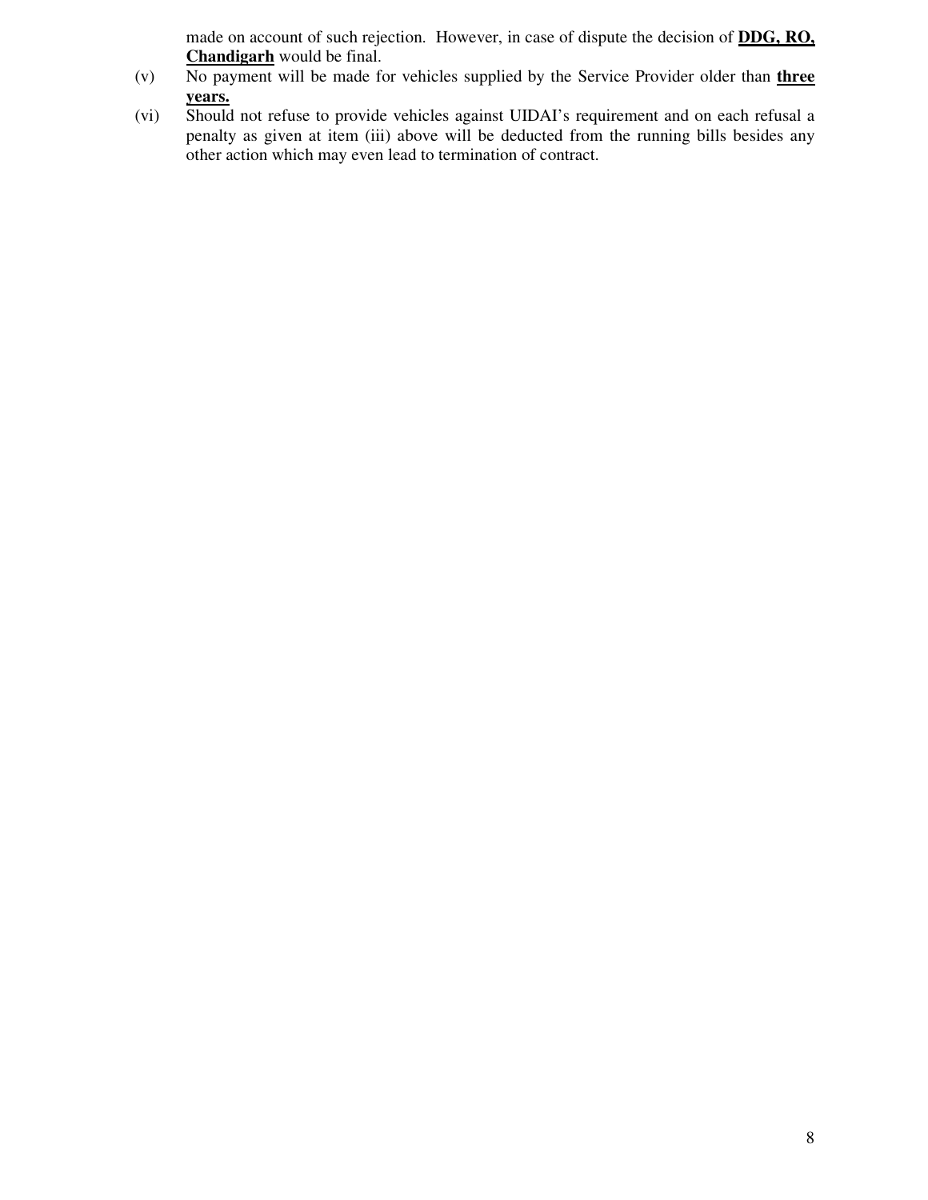made on account of such rejection. However, in case of dispute the decision of **<u>DDG, RO, Chandigarh</u>** would be final.

(v) No payment will be made for vehicles supplied by the Service Provider older than **<u>three years.</u>**

(vi) Should not refuse to provide vehicles against UIDAI's requirement and on each refusal a penalty as given at item (iii) above will be deducted from the running bills besides any other action which may even lead to termination of contract.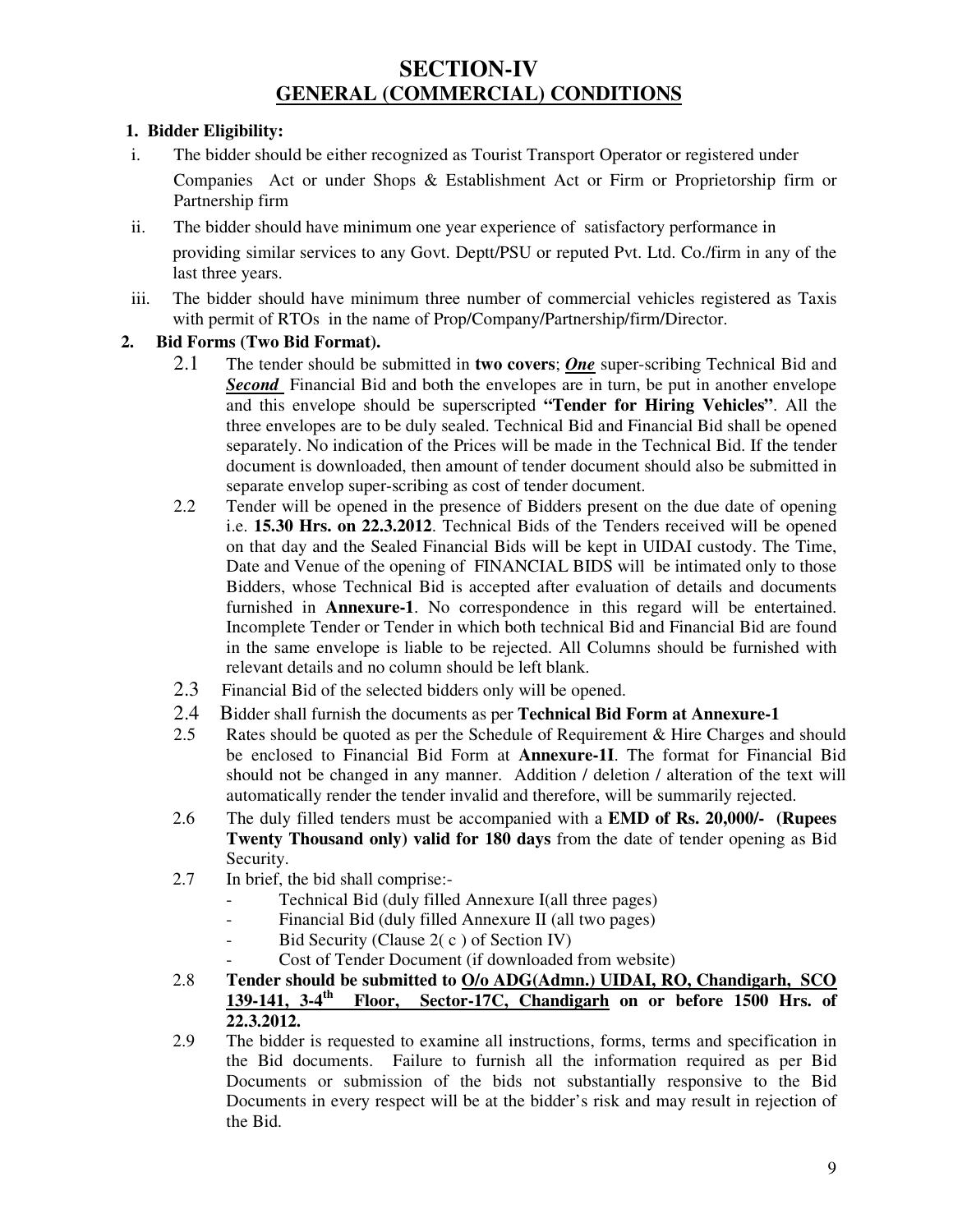# SECTION-IV
## GENERAL (COMMERCIAL) CONDITIONS

**1. Bidder Eligibility:**

i. The bidder should be either recognized as Tourist Transport Operator or registered under Companies Act or under Shops & Establishment Act or Firm or Proprietorship firm or Partnership firm

ii. The bidder should have minimum one year experience of satisfactory performance in providing similar services to any Govt. Deptt/PSU or reputed Pvt. Ltd. Co./firm in any of the last three years.

iii. The bidder should have minimum three number of commercial vehicles registered as Taxis with permit of RTOs in the name of Prop/Company/Partnership/firm/Director.

**2. Bid Forms (Two Bid Format).**

2.1 The tender should be submitted in **two covers**; ***One*** super-scribing Technical Bid and ***Second*** Financial Bid and both the envelopes are in turn, be put in another envelope and this envelope should be superscripted **"Tender for Hiring Vehicles"**. All the three envelopes are to be duly sealed. Technical Bid and Financial Bid shall be opened separately. No indication of the Prices will be made in the Technical Bid. If the tender document is downloaded, then amount of tender document should also be submitted in separate envelop super-scribing as cost of tender document.

2.2 Tender will be opened in the presence of Bidders present on the due date of opening i.e. **15.30 Hrs. on 22.3.2012**. Technical Bids of the Tenders received will be opened on that day and the Sealed Financial Bids will be kept in UIDAI custody. The Time, Date and Venue of the opening of FINANCIAL BIDS will be intimated only to those Bidders, whose Technical Bid is accepted after evaluation of details and documents furnished in **Annexure-1**. No correspondence in this regard will be entertained. Incomplete Tender or Tender in which both technical Bid and Financial Bid are found in the same envelope is liable to be rejected. All Columns should be furnished with relevant details and no column should be left blank.

2.3 Financial Bid of the selected bidders only will be opened.

2.4 Bidder shall furnish the documents as per **Technical Bid Form at Annexure-1**

2.5 Rates should be quoted as per the Schedule of Requirement & Hire Charges and should be enclosed to Financial Bid Form at **Annexure-1I**. The format for Financial Bid should not be changed in any manner. Addition / deletion / alteration of the text will automatically render the tender invalid and therefore, will be summarily rejected.

2.6 The duly filled tenders must be accompanied with a **EMD of Rs. 20,000/- (Rupees Twenty Thousand only) valid for 180 days** from the date of tender opening as Bid Security.

2.7 In brief, the bid shall comprise:-

- Technical Bid (duly filled Annexure I(all three pages)
- Financial Bid (duly filled Annexure II (all two pages)
- Bid Security (Clause 2( c ) of Section IV)
- Cost of Tender Document (if downloaded from website)

2.8 **Tender should be submitted to <u>O/o ADG(Admn.) UIDAI, RO, Chandigarh, SCO 139-141, 3-4th Floor, Sector-17C, Chandigarh</u> on or before 1500 Hrs. of 22.3.2012.**

2.9 The bidder is requested to examine all instructions, forms, terms and specification in the Bid documents. Failure to furnish all the information required as per Bid Documents or submission of the bids not substantially responsive to the Bid Documents in every respect will be at the bidder's risk and may result in rejection of the Bid.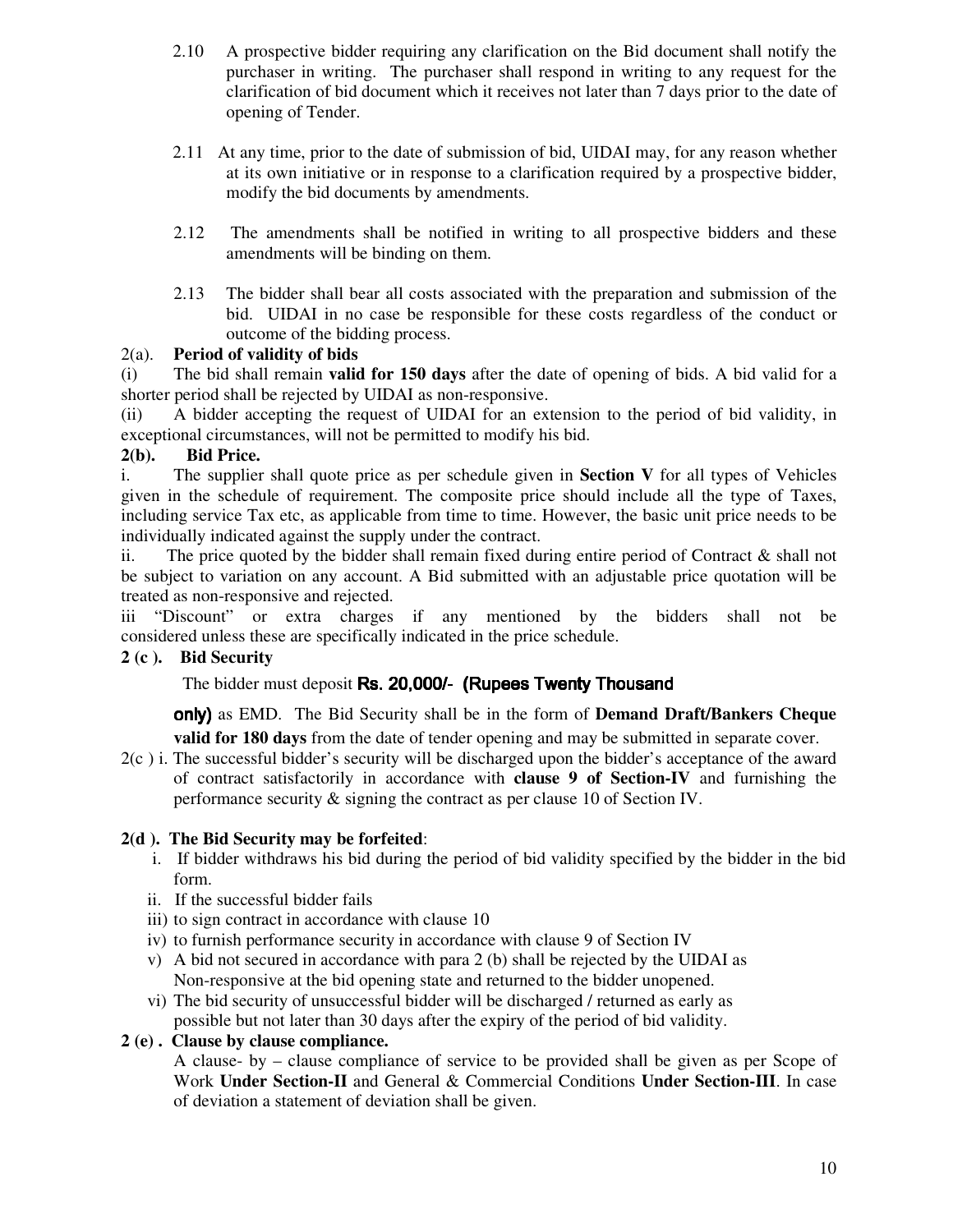2.10 A prospective bidder requiring any clarification on the Bid document shall notify the purchaser in writing. The purchaser shall respond in writing to any request for the clarification of bid document which it receives not later than 7 days prior to the date of opening of Tender.

2.11 At any time, prior to the date of submission of bid, UIDAI may, for any reason whether at its own initiative or in response to a clarification required by a prospective bidder, modify the bid documents by amendments.

2.12 The amendments shall be notified in writing to all prospective bidders and these amendments will be binding on them.

2.13 The bidder shall bear all costs associated with the preparation and submission of the bid. UIDAI in no case be responsible for these costs regardless of the conduct or outcome of the bidding process.

2(a). **Period of validity of bids**

(i) The bid shall remain **valid for 150 days** after the date of opening of bids. A bid valid for a shorter period shall be rejected by UIDAI as non-responsive.

(ii) A bidder accepting the request of UIDAI for an extension to the period of bid validity, in exceptional circumstances, will not be permitted to modify his bid.

**2(b). Bid Price.**

i. The supplier shall quote price as per schedule given in **Section V** for all types of Vehicles given in the schedule of requirement. The composite price should include all the type of Taxes, including service Tax etc, as applicable from time to time. However, the basic unit price needs to be individually indicated against the supply under the contract.

ii. The price quoted by the bidder shall remain fixed during entire period of Contract & shall not be subject to variation on any account. A Bid submitted with an adjustable price quotation will be treated as non-responsive and rejected.

iii "Discount" or extra charges if any mentioned by the bidders shall not be considered unless these are specifically indicated in the price schedule.

**2 (c ). Bid Security**

The bidder must deposit **Rs. 20,000/- (Rupees Twenty Thousand only)** as EMD. The Bid Security shall be in the form of **Demand Draft/Bankers Cheque valid for 180 days** from the date of tender opening and may be submitted in separate cover.

2(c ) i. The successful bidder's security will be discharged upon the bidder's acceptance of the award of contract satisfactorily in accordance with **clause 9 of Section-IV** and furnishing the performance security & signing the contract as per clause 10 of Section IV.

**2(d ). The Bid Security may be forfeited**:

i. If bidder withdraws his bid during the period of bid validity specified by the bidder in the bid form.
ii. If the successful bidder fails
iii) to sign contract in accordance with clause 10
iv) to furnish performance security in accordance with clause 9 of Section IV
v) A bid not secured in accordance with para 2 (b) shall be rejected by the UIDAI as Non-responsive at the bid opening state and returned to the bidder unopened.
vi) The bid security of unsuccessful bidder will be discharged / returned as early as possible but not later than 30 days after the expiry of the period of bid validity.

**2 (e) . Clause by clause compliance.**

A clause- by – clause compliance of service to be provided shall be given as per Scope of Work **Under Section-II** and General & Commercial Conditions **Under Section-III**. In case of deviation a statement of deviation shall be given.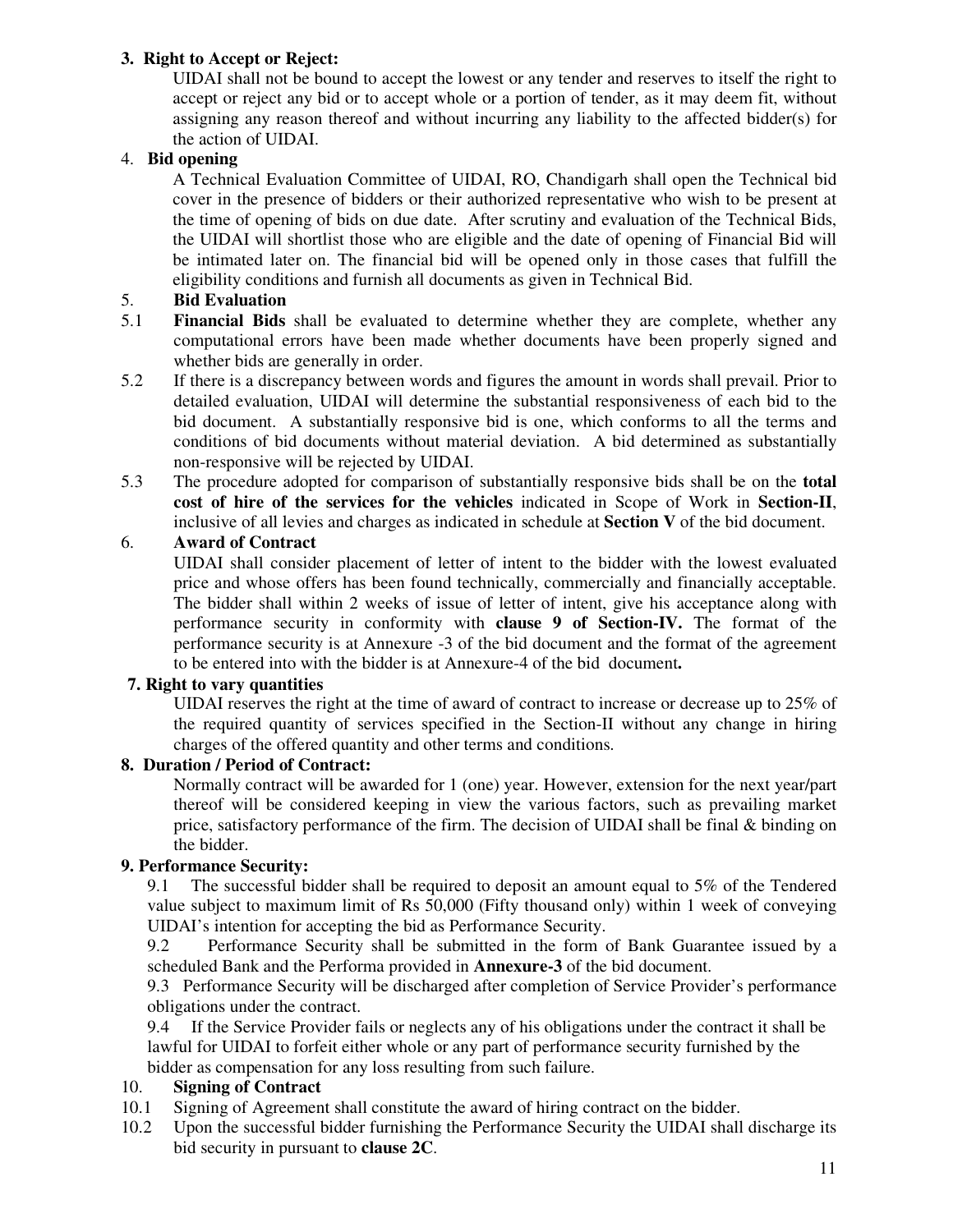**3. Right to Accept or Reject:**

UIDAI shall not be bound to accept the lowest or any tender and reserves to itself the right to accept or reject any bid or to accept whole or a portion of tender, as it may deem fit, without assigning any reason thereof and without incurring any liability to the affected bidder(s) for the action of UIDAI.

4. **Bid opening**

A Technical Evaluation Committee of UIDAI, RO, Chandigarh shall open the Technical bid cover in the presence of bidders or their authorized representative who wish to be present at the time of opening of bids on due date. After scrutiny and evaluation of the Technical Bids, the UIDAI will shortlist those who are eligible and the date of opening of Financial Bid will be intimated later on. The financial bid will be opened only in those cases that fulfill the eligibility conditions and furnish all documents as given in Technical Bid.

5. **Bid Evaluation**

5.1 **Financial Bids** shall be evaluated to determine whether they are complete, whether any computational errors have been made whether documents have been properly signed and whether bids are generally in order.

5.2 If there is a discrepancy between words and figures the amount in words shall prevail. Prior to detailed evaluation, UIDAI will determine the substantial responsiveness of each bid to the bid document. A substantially responsive bid is one, which conforms to all the terms and conditions of bid documents without material deviation. A bid determined as substantially non-responsive will be rejected by UIDAI.

5.3 The procedure adopted for comparison of substantially responsive bids shall be on the **total cost of hire of the services for the vehicles** indicated in Scope of Work in **Section-II**, inclusive of all levies and charges as indicated in schedule at **Section V** of the bid document.

6. **Award of Contract**

UIDAI shall consider placement of letter of intent to the bidder with the lowest evaluated price and whose offers has been found technically, commercially and financially acceptable. The bidder shall within 2 weeks of issue of letter of intent, give his acceptance along with performance security in conformity with **clause 9 of Section-IV.** The format of the performance security is at Annexure -3 of the bid document and the format of the agreement to be entered into with the bidder is at Annexure-4 of the bid document**.**

**7. Right to vary quantities**

UIDAI reserves the right at the time of award of contract to increase or decrease up to 25% of the required quantity of services specified in the Section-II without any change in hiring charges of the offered quantity and other terms and conditions.

**8. Duration / Period of Contract:**

Normally contract will be awarded for 1 (one) year. However, extension for the next year/part thereof will be considered keeping in view the various factors, such as prevailing market price, satisfactory performance of the firm. The decision of UIDAI shall be final & binding on the bidder.

**9. Performance Security:**

9.1 The successful bidder shall be required to deposit an amount equal to 5% of the Tendered value subject to maximum limit of Rs 50,000 (Fifty thousand only) within 1 week of conveying UIDAI's intention for accepting the bid as Performance Security.

9.2 Performance Security shall be submitted in the form of Bank Guarantee issued by a scheduled Bank and the Performa provided in **Annexure-3** of the bid document.

9.3 Performance Security will be discharged after completion of Service Provider's performance obligations under the contract.

9.4 If the Service Provider fails or neglects any of his obligations under the contract it shall be lawful for UIDAI to forfeit either whole or any part of performance security furnished by the bidder as compensation for any loss resulting from such failure.

10. **Signing of Contract**

10.1 Signing of Agreement shall constitute the award of hiring contract on the bidder.

10.2 Upon the successful bidder furnishing the Performance Security the UIDAI shall discharge its bid security in pursuant to **clause 2C**.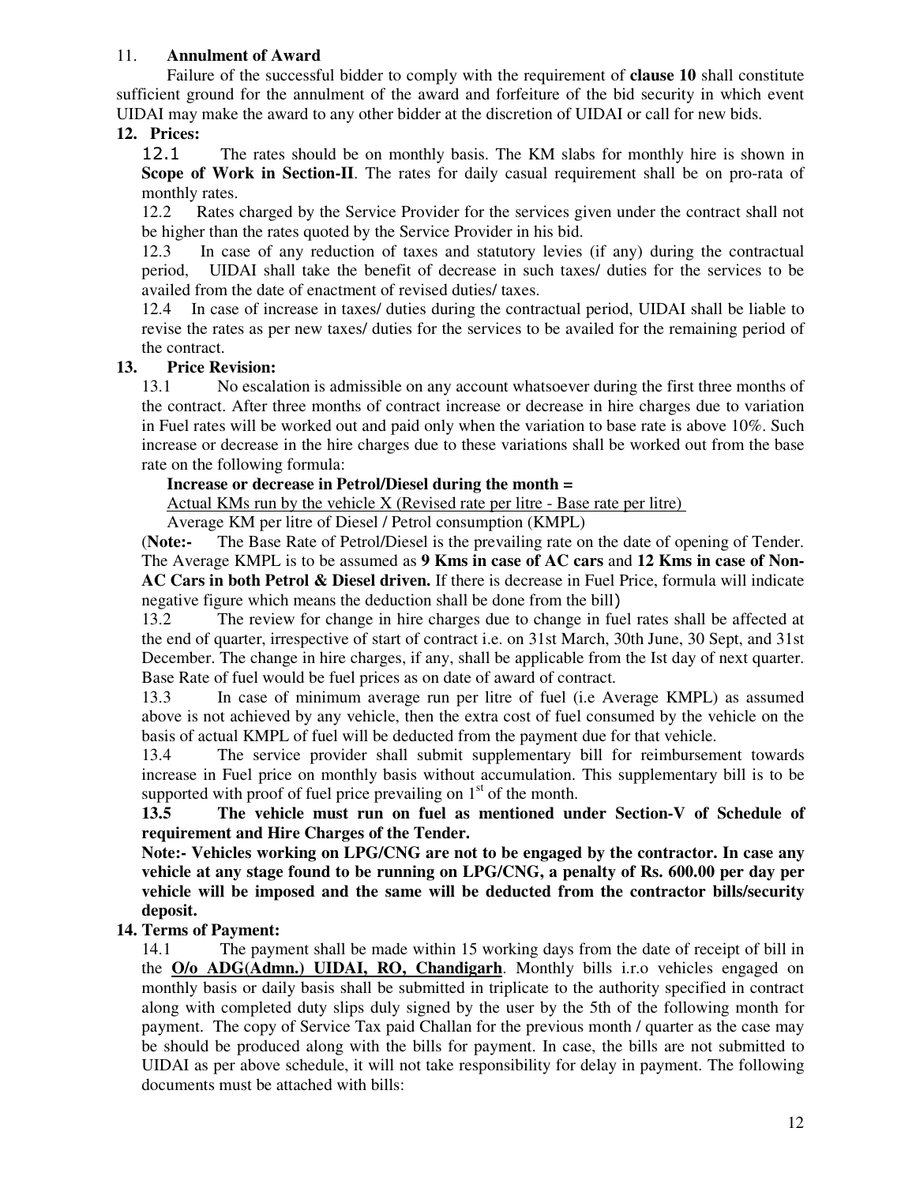## 11. Annulment of Award

Failure of the successful bidder to comply with the requirement of **clause 10** shall constitute sufficient ground for the annulment of the award and forfeiture of the bid security in which event UIDAI may make the award to any other bidder at the discretion of UIDAI or call for new bids.

## 12. Prices:

12.1 The rates should be on monthly basis. The KM slabs for monthly hire is shown in **Scope of Work in Section-II**. The rates for daily casual requirement shall be on pro-rata of monthly rates.

12.2 Rates charged by the Service Provider for the services given under the contract shall not be higher than the rates quoted by the Service Provider in his bid.

12.3 In case of any reduction of taxes and statutory levies (if any) during the contractual period, UIDAI shall take the benefit of decrease in such taxes/ duties for the services to be availed from the date of enactment of revised duties/ taxes.

12.4 In case of increase in taxes/ duties during the contractual period, UIDAI shall be liable to revise the rates as per new taxes/ duties for the services to be availed for the remaining period of the contract.

## 13. Price Revision:

13.1 No escalation is admissible on any account whatsoever during the first three months of the contract. After three months of contract increase or decrease in hire charges due to variation in Fuel rates will be worked out and paid only when the variation to base rate is above 10%. Such increase or decrease in the hire charges due to these variations shall be worked out from the base rate on the following formula:

**Increase or decrease in Petrol/Diesel during the month =**

$$\frac{\text{Actual KMs run by the vehicle} \times (\text{Revised rate per litre} - \text{Base rate per litre})}{\text{Average KM per litre of Diesel / Petrol consumption (KMPL)}}$$

(**Note:-** The Base Rate of Petrol/Diesel is the prevailing rate on the date of opening of Tender. The Average KMPL is to be assumed as **9 Kms in case of AC cars** and **12 Kms in case of Non-AC Cars in both Petrol & Diesel driven.** If there is decrease in Fuel Price, formula will indicate negative figure which means the deduction shall be done from the bill)

13.2 The review for change in hire charges due to change in fuel rates shall be affected at the end of quarter, irrespective of start of contract i.e. on 31st March, 30th June, 30 Sept, and 31st December. The change in hire charges, if any, shall be applicable from the Ist day of next quarter. Base Rate of fuel would be fuel prices as on date of award of contract.

13.3 In case of minimum average run per litre of fuel (i.e Average KMPL) as assumed above is not achieved by any vehicle, then the extra cost of fuel consumed by the vehicle on the basis of actual KMPL of fuel will be deducted from the payment due for that vehicle.

13.4 The service provider shall submit supplementary bill for reimbursement towards increase in Fuel price on monthly basis without accumulation. This supplementary bill is to be supported with proof of fuel price prevailing on 1st of the month.

**13.5 The vehicle must run on fuel as mentioned under Section-V of Schedule of requirement and Hire Charges of the Tender.**

**Note:- Vehicles working on LPG/CNG are not to be engaged by the contractor. In case any vehicle at any stage found to be running on LPG/CNG, a penalty of Rs. 600.00 per day per vehicle will be imposed and the same will be deducted from the contractor bills/security deposit.**

## 14. Terms of Payment:

14.1 The payment shall be made within 15 working days from the date of receipt of bill in the **O/o ADG(Admn.) UIDAI, RO, Chandigarh**. Monthly bills i.r.o vehicles engaged on monthly basis or daily basis shall be submitted in triplicate to the authority specified in contract along with completed duty slips duly signed by the user by the 5th of the following month for payment. The copy of Service Tax paid Challan for the previous month / quarter as the case may be should be produced along with the bills for payment. In case, the bills are not submitted to UIDAI as per above schedule, it will not take responsibility for delay in payment. The following documents must be attached with bills: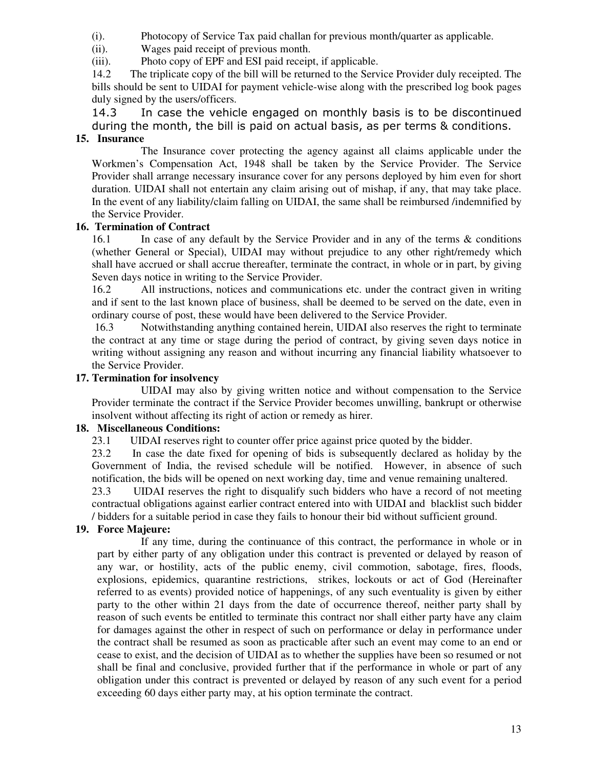(i). Photocopy of Service Tax paid challan for previous month/quarter as applicable.

(ii). Wages paid receipt of previous month.

(iii). Photo copy of EPF and ESI paid receipt, if applicable.

14.2 The triplicate copy of the bill will be returned to the Service Provider duly receipted. The bills should be sent to UIDAI for payment vehicle-wise along with the prescribed log book pages duly signed by the users/officers.

14.3 In case the vehicle engaged on monthly basis is to be discontinued during the month, the bill is paid on actual basis, as per terms & conditions.

**15. Insurance**

The Insurance cover protecting the agency against all claims applicable under the Workmen's Compensation Act, 1948 shall be taken by the Service Provider. The Service Provider shall arrange necessary insurance cover for any persons deployed by him even for short duration. UIDAI shall not entertain any claim arising out of mishap, if any, that may take place. In the event of any liability/claim falling on UIDAI, the same shall be reimbursed /indemnified by the Service Provider.

**16. Termination of Contract**

16.1 In case of any default by the Service Provider and in any of the terms & conditions (whether General or Special), UIDAI may without prejudice to any other right/remedy which shall have accrued or shall accrue thereafter, terminate the contract, in whole or in part, by giving Seven days notice in writing to the Service Provider.

16.2 All instructions, notices and communications etc. under the contract given in writing and if sent to the last known place of business, shall be deemed to be served on the date, even in ordinary course of post, these would have been delivered to the Service Provider.

16.3 Notwithstanding anything contained herein, UIDAI also reserves the right to terminate the contract at any time or stage during the period of contract, by giving seven days notice in writing without assigning any reason and without incurring any financial liability whatsoever to the Service Provider.

**17. Termination for insolvency**

UIDAI may also by giving written notice and without compensation to the Service Provider terminate the contract if the Service Provider becomes unwilling, bankrupt or otherwise insolvent without affecting its right of action or remedy as hirer.

**18. Miscellaneous Conditions:**

23.1 UIDAI reserves right to counter offer price against price quoted by the bidder.

23.2 In case the date fixed for opening of bids is subsequently declared as holiday by the Government of India, the revised schedule will be notified. However, in absence of such notification, the bids will be opened on next working day, time and venue remaining unaltered.

23.3 UIDAI reserves the right to disqualify such bidders who have a record of not meeting contractual obligations against earlier contract entered into with UIDAI and blacklist such bidder / bidders for a suitable period in case they fails to honour their bid without sufficient ground.

**19. Force Majeure:**

If any time, during the continuance of this contract, the performance in whole or in part by either party of any obligation under this contract is prevented or delayed by reason of any war, or hostility, acts of the public enemy, civil commotion, sabotage, fires, floods, explosions, epidemics, quarantine restrictions, strikes, lockouts or act of God (Hereinafter referred to as events) provided notice of happenings, of any such eventuality is given by either party to the other within 21 days from the date of occurrence thereof, neither party shall by reason of such events be entitled to terminate this contract nor shall either party have any claim for damages against the other in respect of such on performance or delay in performance under the contract shall be resumed as soon as practicable after such an event may come to an end or cease to exist, and the decision of UIDAI as to whether the supplies have been so resumed or not shall be final and conclusive, provided further that if the performance in whole or part of any obligation under this contract is prevented or delayed by reason of any such event for a period exceeding 60 days either party may, at his option terminate the contract.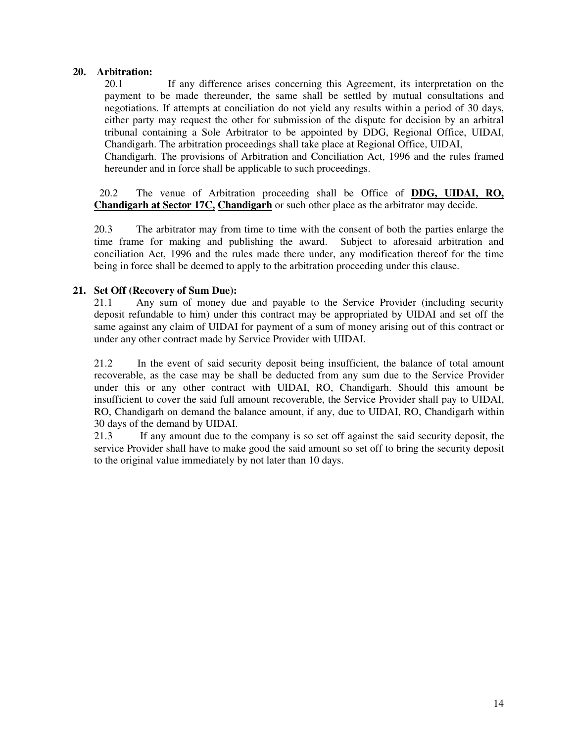**20. Arbitration:**

20.1 If any difference arises concerning this Agreement, its interpretation on the payment to be made thereunder, the same shall be settled by mutual consultations and negotiations. If attempts at conciliation do not yield any results within a period of 30 days, either party may request the other for submission of the dispute for decision by an arbitral tribunal containing a Sole Arbitrator to be appointed by DDG, Regional Office, UIDAI, Chandigarh. The arbitration proceedings shall take place at Regional Office, UIDAI, Chandigarh. The provisions of Arbitration and Conciliation Act, 1996 and the rules framed hereunder and in force shall be applicable to such proceedings.

20.2 The venue of Arbitration proceeding shall be Office of **DDG, UIDAI, RO, Chandigarh at Sector 17C, Chandigarh** or such other place as the arbitrator may decide.

20.3 The arbitrator may from time to time with the consent of both the parties enlarge the time frame for making and publishing the award. Subject to aforesaid arbitration and conciliation Act, 1996 and the rules made there under, any modification thereof for the time being in force shall be deemed to apply to the arbitration proceeding under this clause.

**21. Set Off (Recovery of Sum Due):**

21.1 Any sum of money due and payable to the Service Provider (including security deposit refundable to him) under this contract may be appropriated by UIDAI and set off the same against any claim of UIDAI for payment of a sum of money arising out of this contract or under any other contract made by Service Provider with UIDAI.

21.2 In the event of said security deposit being insufficient, the balance of total amount recoverable, as the case may be shall be deducted from any sum due to the Service Provider under this or any other contract with UIDAI, RO, Chandigarh. Should this amount be insufficient to cover the said full amount recoverable, the Service Provider shall pay to UIDAI, RO, Chandigarh on demand the balance amount, if any, due to UIDAI, RO, Chandigarh within 30 days of the demand by UIDAI.

21.3 If any amount due to the company is so set off against the said security deposit, the service Provider shall have to make good the said amount so set off to bring the security deposit to the original value immediately by not later than 10 days.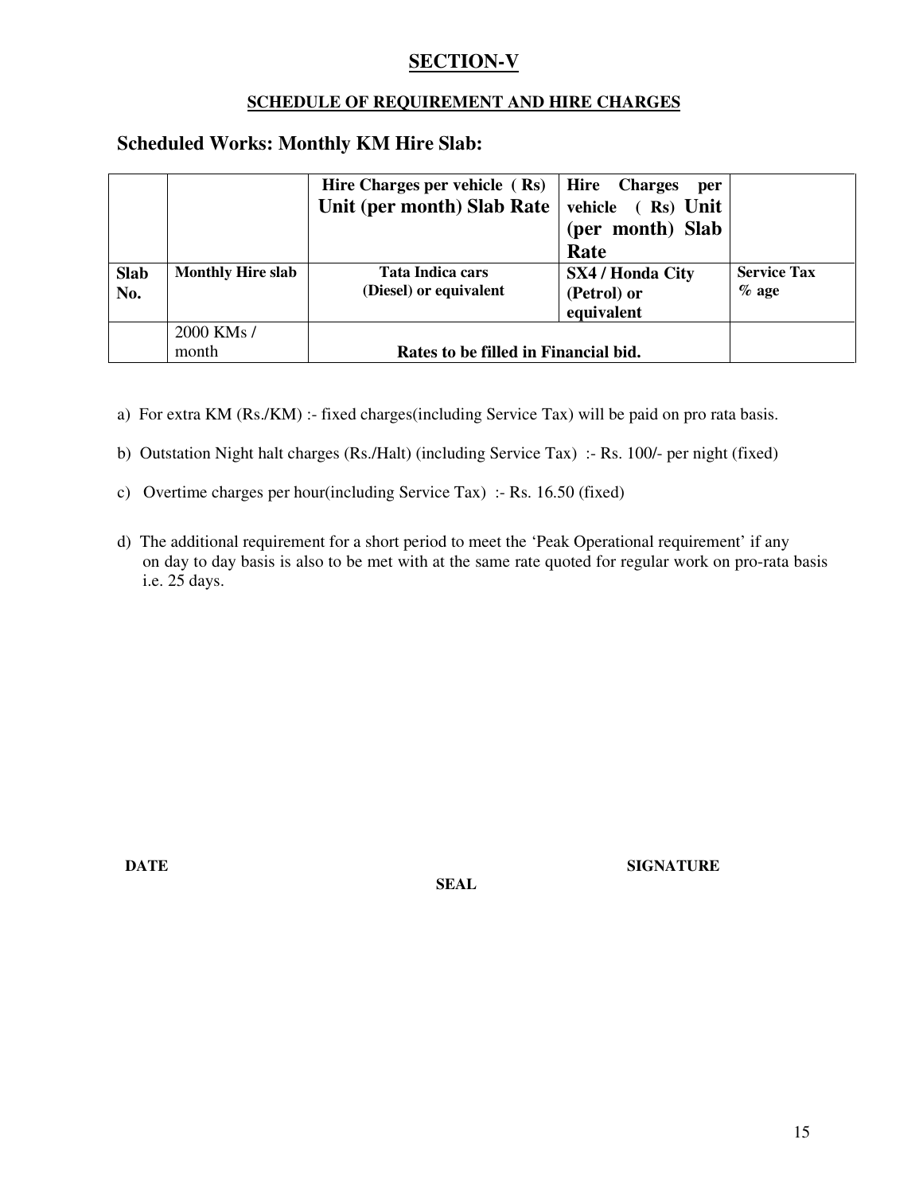# SECTION-V

## SCHEDULE OF REQUIREMENT AND HIRE CHARGES

### Scheduled Works: Monthly KM Hire Slab:

| | | Hire Charges per vehicle ( Rs) Unit (per month) Slab Rate | Hire Charges per vehicle ( Rs) Unit (per month) Slab Rate | |
|---|---|---|---|---|
| **Slab No.** | **Monthly Hire slab** | **Tata Indica cars (Diesel) or equivalent** | **SX4 / Honda City (Petrol) or equivalent** | **Service Tax % age** |
| | 2000 KMs / month | **Rates to be filled in Financial bid.** | | |

a) For extra KM (Rs./KM) :- fixed charges(including Service Tax) will be paid on pro rata basis.

b) Outstation Night halt charges (Rs./Halt) (including Service Tax) :- Rs. 100/- per night (fixed)

c) Overtime charges per hour(including Service Tax) :- Rs. 16.50 (fixed)

d) The additional requirement for a short period to meet the 'Peak Operational requirement' if any on day to day basis is also to be met with at the same rate quoted for regular work on pro-rata basis i.e. 25 days.

**DATE** **SEAL** **SIGNATURE**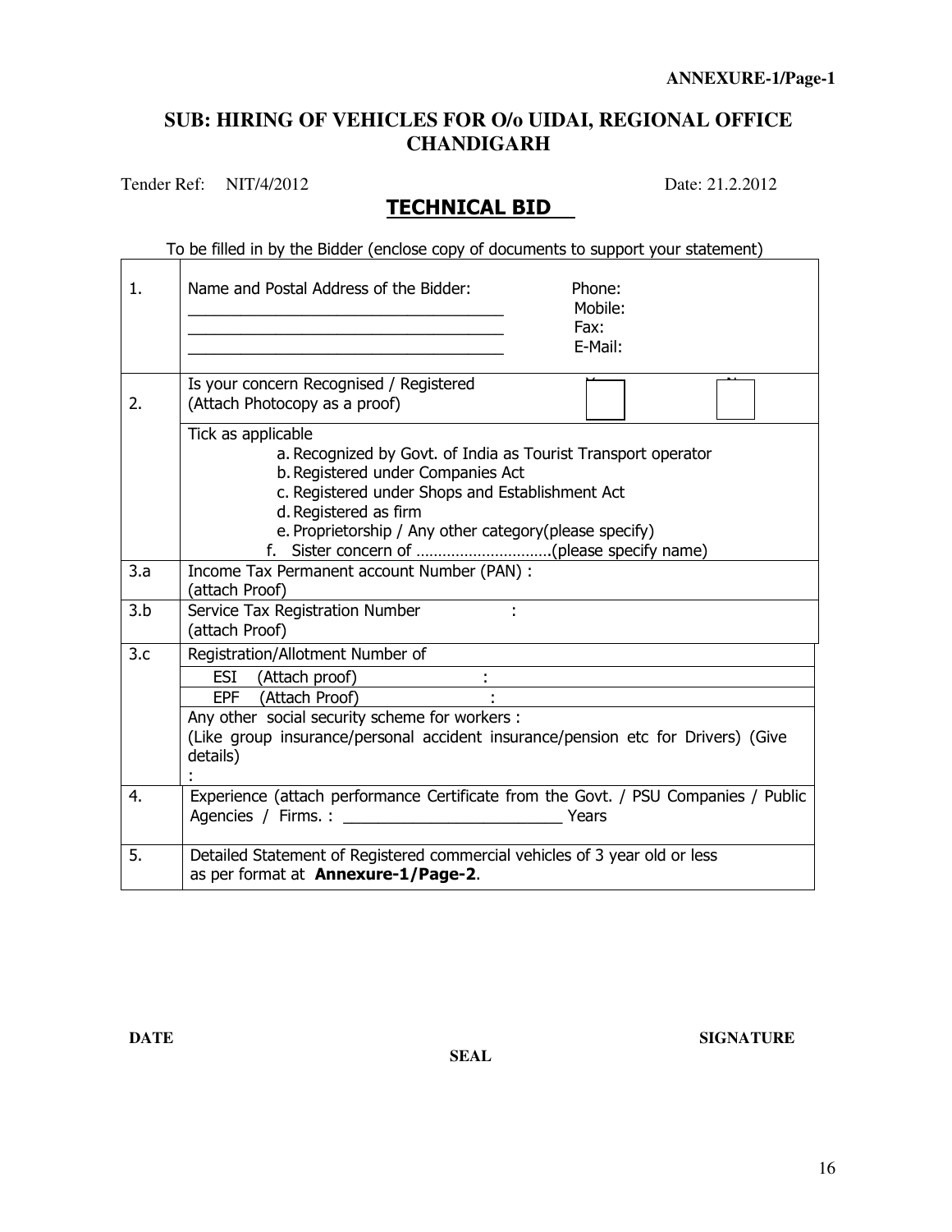ANNEXURE-1/Page-1

## SUB: HIRING OF VEHICLES FOR O/o UIDAI, REGIONAL OFFICE CHANDIGARH

Tender Ref: NIT/4/2012 Date: 21.2.2012

## TECHNICAL BID

To be filled in by the Bidder (enclose copy of documents to support your statement)

| | | |
|---|---|---|
| 1. | Name and Postal Address of the Bidder:<br>___________________________________<br>___________________________________<br>___________________________________ | Phone:<br>Mobile:<br>Fax:<br>E-Mail: |
| 2. | Is your concern Recognised / Registered<br>(Attach Photocopy as a proof) | Yes ☐ No ☐ |
| | Tick as applicable<br>a. Recognized by Govt. of India as Tourist Transport operator<br>b. Registered under Companies Act<br>c. Registered under Shops and Establishment Act<br>d. Registered as firm<br>e. Proprietorship / Any other category(please specify)<br>f. Sister concern of ………………………….(please specify name) | |
| 3.a | Income Tax Permanent account Number (PAN) :<br>(attach Proof) | |
| 3.b | Service Tax Registration Number :<br>(attach Proof) | |
| 3.c | Registration/Allotment Number of | |
| | ESI (Attach proof) : | |
| | EPF (Attach Proof) : | |
| | Any other social security scheme for workers :<br>(Like group insurance/personal accident insurance/pension etc for Drivers) (Give details)<br>: | |
| 4. | Experience (attach performance Certificate from the Govt. / PSU Companies / Public Agencies / Firms. : _________________________ Years | |
| 5. | Detailed Statement of Registered commercial vehicles of 3 year old or less as per format at **Annexure-1/Page-2**. | |

**DATE** **SIGNATURE**

**SEAL**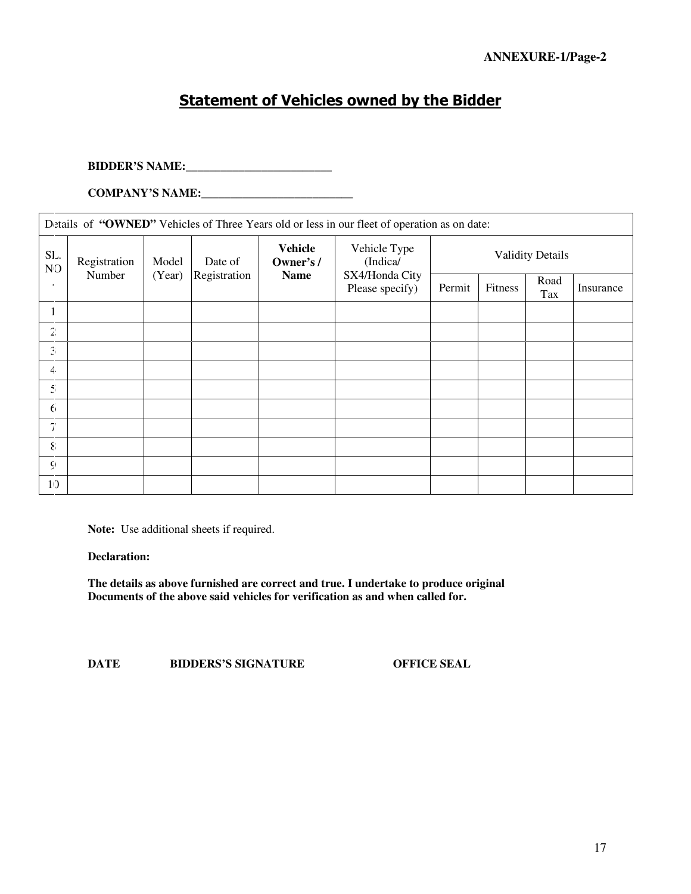**ANNEXURE-1/Page-2**

# Statement of Vehicles owned by the Bidder

**BIDDER'S NAME:_________________________**

**COMPANY'S NAME:__________________________**

Details of **"OWNED"** Vehicles of Three Years old or less in our fleet of operation as on date:

| SL. NO. | Registration Number | Model (Year) | Date of Registration | **Vehicle Owner's / Name** | Vehicle Type (Indica/ SX4/Honda City Please specify) | Validity Details | | | |
|---|---|---|---|---|---|---|---|---|---|
| | | | | | | Permit | Fitness | Road Tax | Insurance |
| 1 | | | | | | | | | |
| 2 | | | | | | | | | |
| 3 | | | | | | | | | |
| 4 | | | | | | | | | |
| 5 | | | | | | | | | |
| 6 | | | | | | | | | |
| 7 | | | | | | | | | |
| 8 | | | | | | | | | |
| 9 | | | | | | | | | |
| 10 | | | | | | | | | |

**Note:** Use additional sheets if required.

**Declaration:**

**The details as above furnished are correct and true. I undertake to produce original Documents of the above said vehicles for verification as and when called for.**

**DATE** &nbsp;&nbsp;&nbsp;&nbsp; **BIDDERS'S SIGNATURE** &nbsp;&nbsp;&nbsp;&nbsp; **OFFICE SEAL**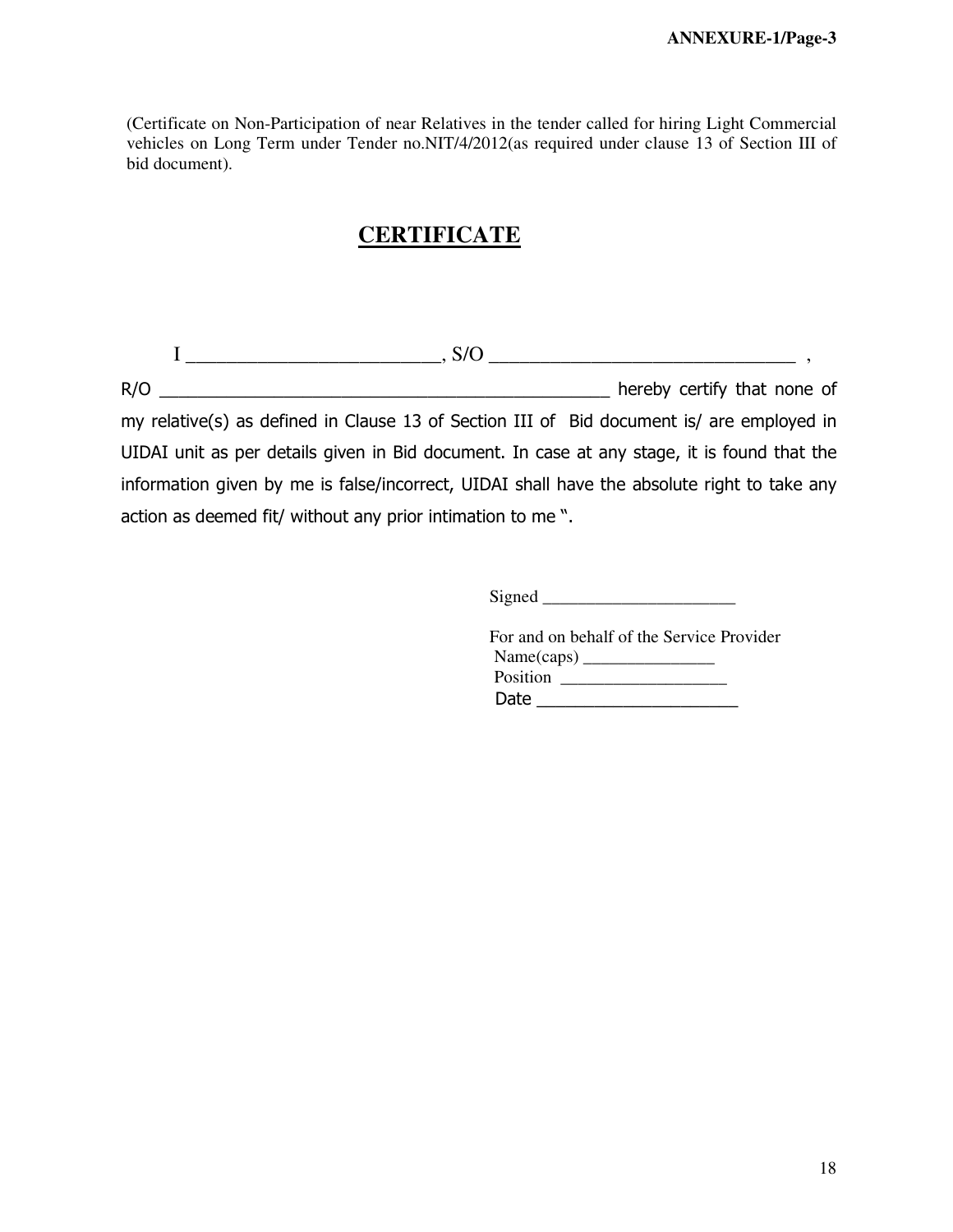**ANNEXURE-1/Page-3**

(Certificate on Non-Participation of near Relatives in the tender called for hiring Light Commercial vehicles on Long Term under Tender no.NIT/4/2012(as required under clause 13 of Section III of bid document).

# CERTIFICATE

I __________________________, S/O ________________________________ , R/O ________________________________________________ hereby certify that none of my relative(s) as defined in Clause 13 of Section III of Bid document is/ are employed in UIDAI unit as per details given in Bid document. In case at any stage, it is found that the information given by me is false/incorrect, UIDAI shall have the absolute right to take any action as deemed fit/ without any prior intimation to me ".

Signed ______________________

For and on behalf of the Service Provider
Name(caps) _______________
Position ___________________
Date ______________________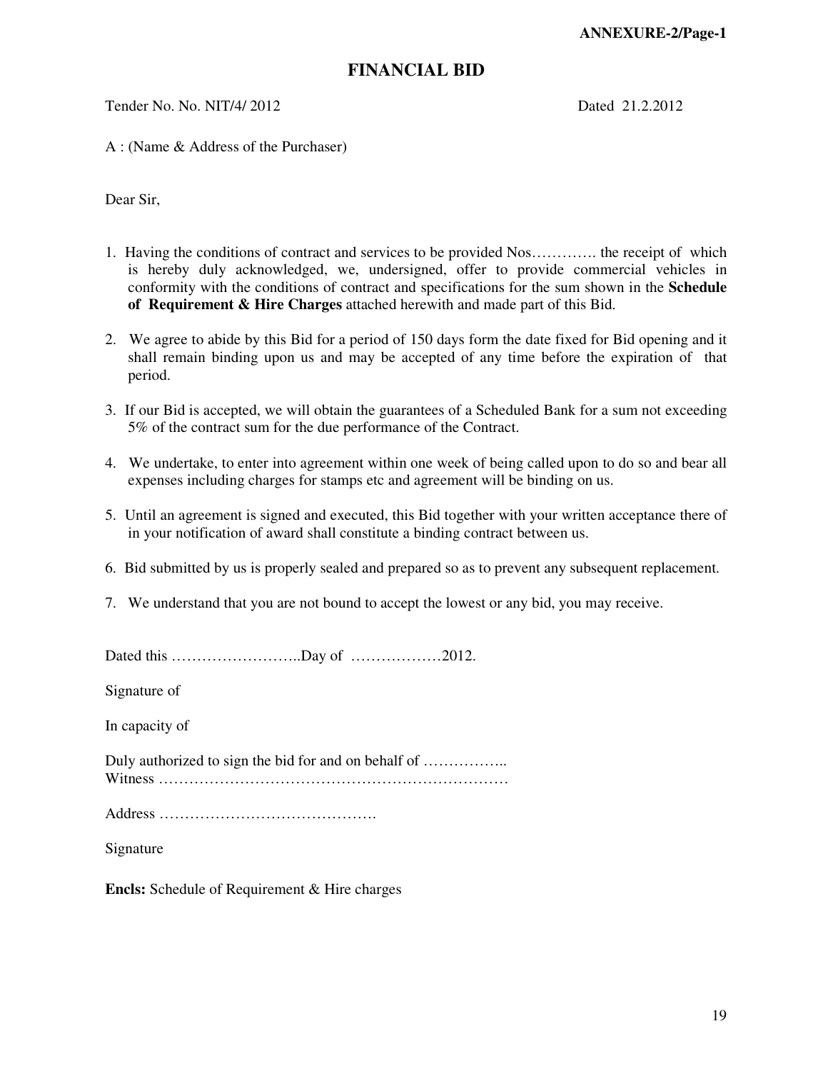**ANNEXURE-2/Page-1**

# FINANCIAL BID

Tender No. No. NIT/4/ 2012 Dated 21.2.2012

A : (Name & Address of the Purchaser)

Dear Sir,

1. Having the conditions of contract and services to be provided Nos…………. the receipt of which is hereby duly acknowledged, we, undersigned, offer to provide commercial vehicles in conformity with the conditions of contract and specifications for the sum shown in the **Schedule of Requirement & Hire Charges** attached herewith and made part of this Bid.

2. We agree to abide by this Bid for a period of 150 days form the date fixed for Bid opening and it shall remain binding upon us and may be accepted of any time before the expiration of that period.

3. If our Bid is accepted, we will obtain the guarantees of a Scheduled Bank for a sum not exceeding 5% of the contract sum for the due performance of the Contract.

4. We undertake, to enter into agreement within one week of being called upon to do so and bear all expenses including charges for stamps etc and agreement will be binding on us.

5. Until an agreement is signed and executed, this Bid together with your written acceptance there of in your notification of award shall constitute a binding contract between us.

6. Bid submitted by us is properly sealed and prepared so as to prevent any subsequent replacement.

7. We understand that you are not bound to accept the lowest or any bid, you may receive.

Dated this ……………………..Day of ………………2012.

Signature of

In capacity of

Duly authorized to sign the bid for and on behalf of ……………..
Witness ……………………………………………………………

Address …………………………………….

Signature

**Encls:** Schedule of Requirement & Hire charges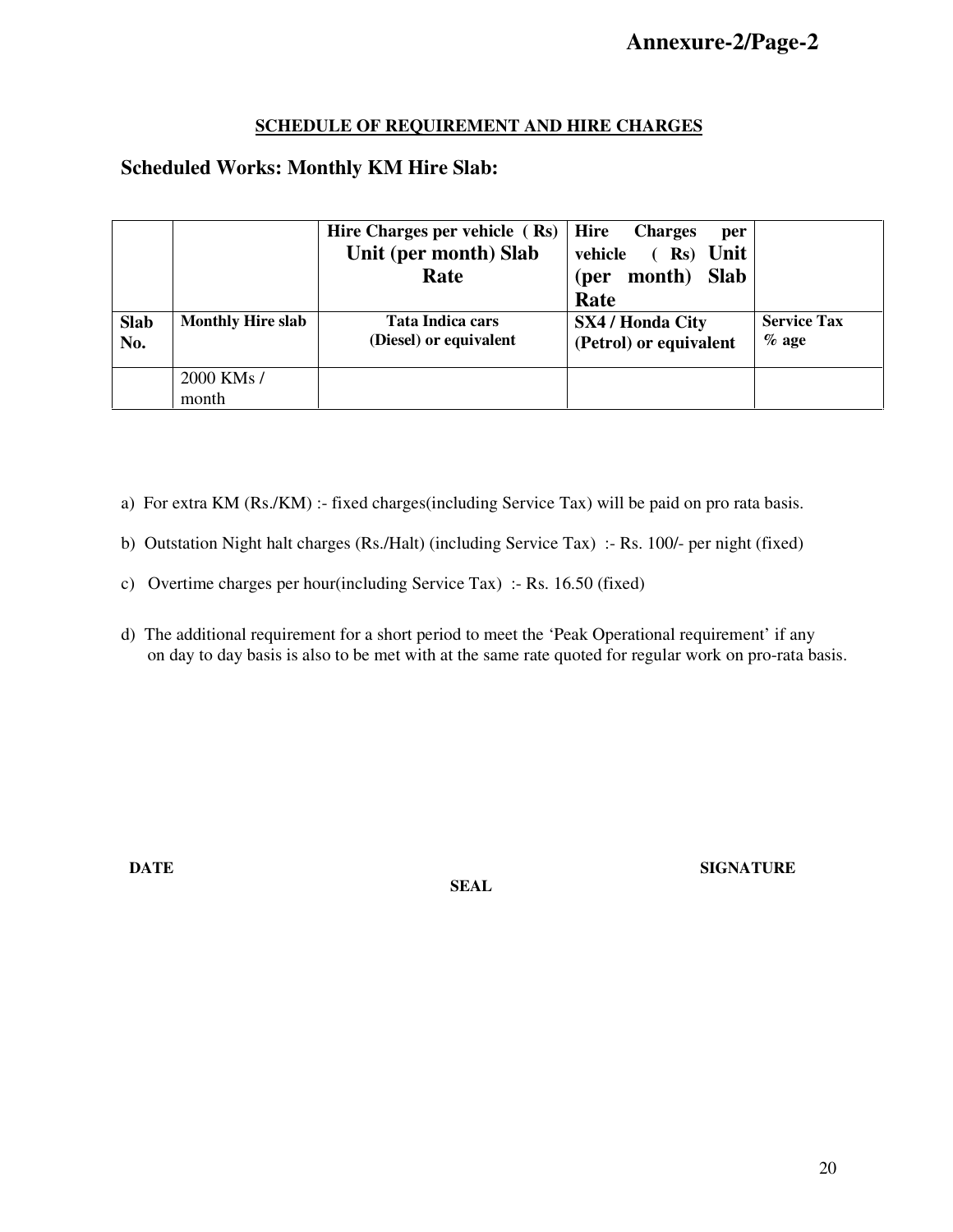Annexure-2/Page-2

**SCHEDULE OF REQUIREMENT AND HIRE CHARGES**

## Scheduled Works: Monthly KM Hire Slab:

| | | Hire Charges per vehicle (Rs) Unit (per month) Slab Rate | Hire Charges per vehicle (Rs) Unit (per month) Slab Rate | |
|---|---|---|---|---|
| **Slab No.** | **Monthly Hire slab** | **Tata Indica cars (Diesel) or equivalent** | **SX4 / Honda City (Petrol) or equivalent** | **Service Tax % age** |
| | 2000 KMs / month | | | |

a) For extra KM (Rs./KM) :- fixed charges(including Service Tax) will be paid on pro rata basis.

b) Outstation Night halt charges (Rs./Halt) (including Service Tax) :- Rs. 100/- per night (fixed)

c) Overtime charges per hour(including Service Tax) :- Rs. 16.50 (fixed)

d) The additional requirement for a short period to meet the 'Peak Operational requirement' if any on day to day basis is also to be met with at the same rate quoted for regular work on pro-rata basis.

**DATE** **SEAL** **SIGNATURE**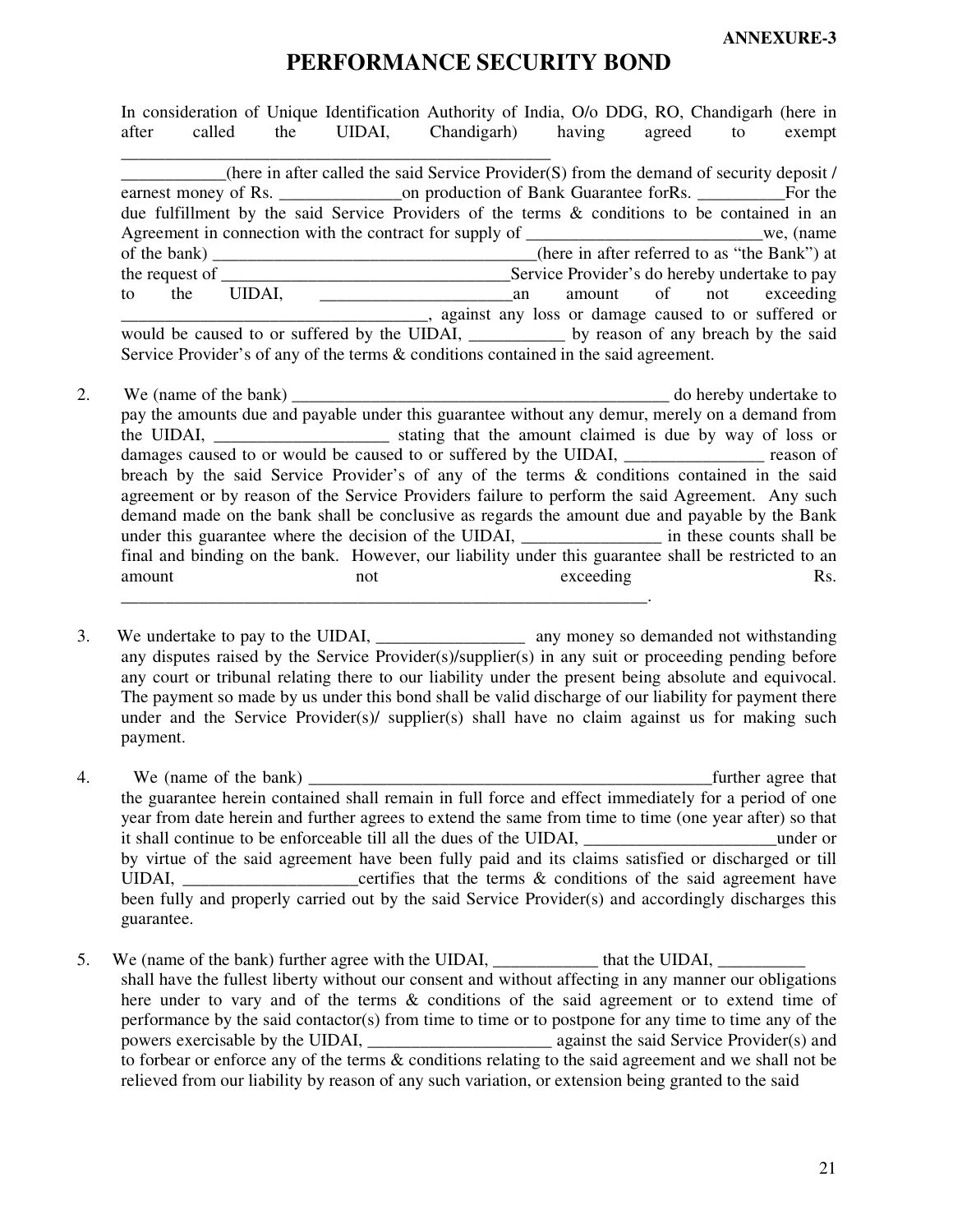**ANNEXURE-3**

# PERFORMANCE SECURITY BOND

In consideration of Unique Identification Authority of India, O/o DDG, RO, Chandigarh (here in after called the UIDAI, Chandigarh) having agreed to exempt ___________________________________________________ ____________(here in after called the said Service Provider(S) from the demand of security deposit / earnest money of Rs. ______________on production of Bank Guarantee forRs. __________For the due fulfillment by the said Service Providers of the terms & conditions to be contained in an Agreement in connection with the contract for supply of ___________________________we, (name of the bank) _____________________________________(here in after referred to as "the Bank") at the request of ___________________________________Service Provider's do hereby undertake to pay to the UIDAI, ______________________an amount of not exceeding ___________________________________, against any loss or damage caused to or suffered or would be caused to or suffered by the UIDAI, ___________ by reason of any breach by the said Service Provider's of any of the terms & conditions contained in the said agreement.

2. We (name of the bank) ____________________________________________ do hereby undertake to pay the amounts due and payable under this guarantee without any demur, merely on a demand from the UIDAI, ____________________ stating that the amount claimed is due by way of loss or damages caused to or would be caused to or suffered by the UIDAI, ________________ reason of breach by the said Service Provider's of any of the terms & conditions contained in the said agreement or by reason of the Service Providers failure to perform the said Agreement. Any such demand made on the bank shall be conclusive as regards the amount due and payable by the Bank under this guarantee where the decision of the UIDAI, ________________ in these counts shall be final and binding on the bank. However, our liability under this guarantee shall be restricted to an amount not exceeding Rs. ______________________________________________________________.

3. We undertake to pay to the UIDAI, _________________ any money so demanded not withstanding any disputes raised by the Service Provider(s)/supplier(s) in any suit or proceeding pending before any court or tribunal relating there to our liability under the present being absolute and equivocal. The payment so made by us under this bond shall be valid discharge of our liability for payment there under and the Service Provider(s)/ supplier(s) shall have no claim against us for making such payment.

4. We (name of the bank) ________________________________________________further agree that the guarantee herein contained shall remain in full force and effect immediately for a period of one year from date herein and further agrees to extend the same from time to time (one year after) so that it shall continue to be enforceable till all the dues of the UIDAI, ______________________under or by virtue of the said agreement have been fully paid and its claims satisfied or discharged or till UIDAI, ____________________certifies that the terms & conditions of the said agreement have been fully and properly carried out by the said Service Provider(s) and accordingly discharges this guarantee.

5. We (name of the bank) further agree with the UIDAI, ____________ that the UIDAI, __________ shall have the fullest liberty without our consent and without affecting in any manner our obligations here under to vary and of the terms & conditions of the said agreement or to extend time of performance by the said contactor(s) from time to time or to postpone for any time to time any of the powers exercisable by the UIDAI, _____________________ against the said Service Provider(s) and to forbear or enforce any of the terms & conditions relating to the said agreement and we shall not be relieved from our liability by reason of any such variation, or extension being granted to the said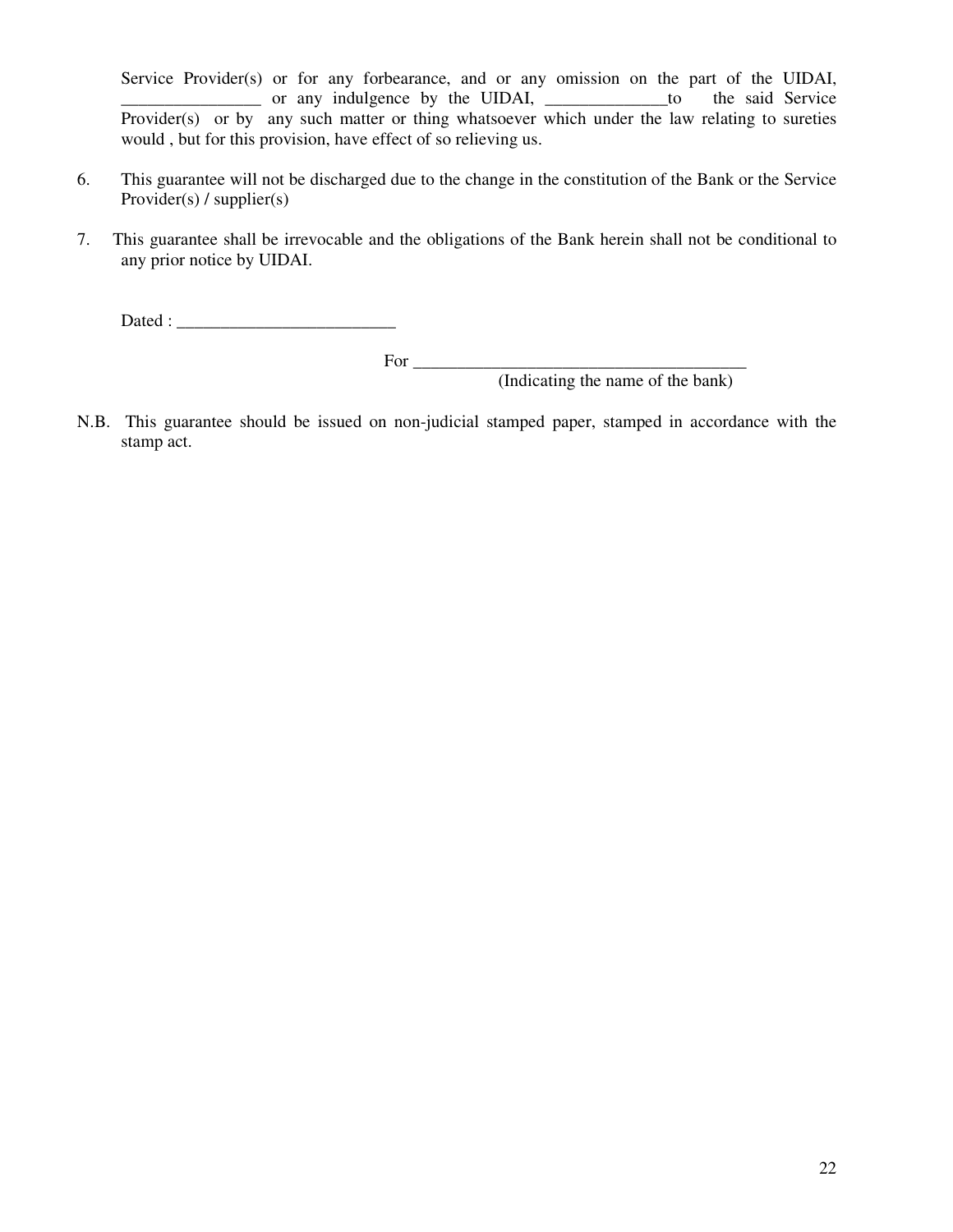Service Provider(s) or for any forbearance, and or any omission on the part of the UIDAI, ________________ or any indulgence by the UIDAI, ______________to the said Service Provider(s) or by any such matter or thing whatsoever which under the law relating to sureties would , but for this provision, have effect of so relieving us.

6. This guarantee will not be discharged due to the change in the constitution of the Bank or the Service Provider(s) / supplier(s)

7. This guarantee shall be irrevocable and the obligations of the Bank herein shall not be conditional to any prior notice by UIDAI.

Dated : _________________________

For _______________________________________
(Indicating the name of the bank)

N.B. This guarantee should be issued on non-judicial stamped paper, stamped in accordance with the stamp act.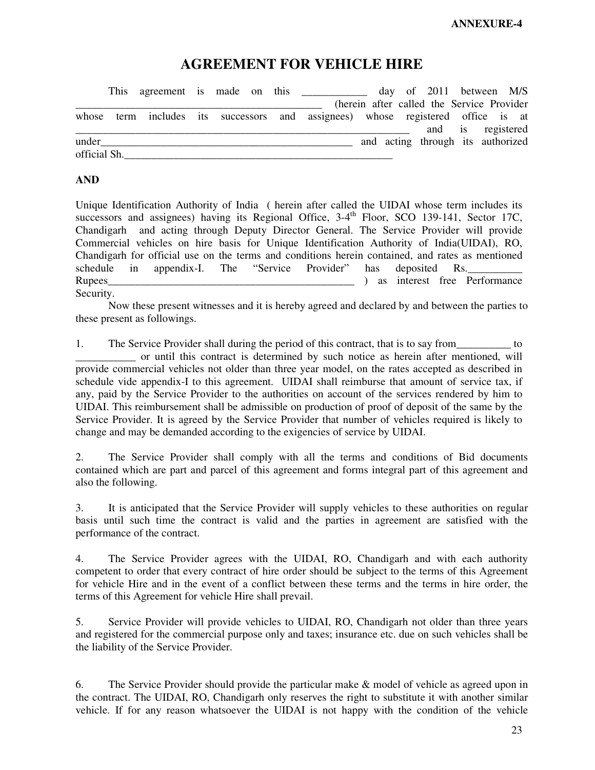ANNEXURE-4

# AGREEMENT FOR VEHICLE HIRE

This agreement is made on this ____________ day of 2011 between M/S _______________________________________________ (herein after called the Service Provider whose term includes its successors and assignees) whose registered office is at _______________________________________________________________ and is registered under_______________________________________________ and acting through its authorized official Sh.___________________________________________________

**AND**

Unique Identification Authority of India ( herein after called the UIDAI whose term includes its successors and assignees) having its Regional Office, 3-4th Floor, SCO 139-141, Sector 17C, Chandigarh and acting through Deputy Director General. The Service Provider will provide Commercial vehicles on hire basis for Unique Identification Authority of India(UIDAI), RO, Chandigarh for official use on the terms and conditions herein contained, and rates as mentioned schedule in appendix-I. The "Service Provider" has deposited Rs.__________ Rupees______________________________________________ ) as interest free Performance Security.

Now these present witnesses and it is hereby agreed and declared by and between the parties to these present as followings.

1. The Service Provider shall during the period of this contract, that is to say from__________ to ___________ or until this contract is determined by such notice as herein after mentioned, will provide commercial vehicles not older than three year model, on the rates accepted as described in schedule vide appendix-I to this agreement. UIDAI shall reimburse that amount of service tax, if any, paid by the Service Provider to the authorities on account of the services rendered by him to UIDAI. This reimbursement shall be admissible on production of proof of deposit of the same by the Service Provider. It is agreed by the Service Provider that number of vehicles required is likely to change and may be demanded according to the exigencies of service by UIDAI.

2. The Service Provider shall comply with all the terms and conditions of Bid documents contained which are part and parcel of this agreement and forms integral part of this agreement and also the following.

3. It is anticipated that the Service Provider will supply vehicles to these authorities on regular basis until such time the contract is valid and the parties in agreement are satisfied with the performance of the contract.

4. The Service Provider agrees with the UIDAI, RO, Chandigarh and with each authority competent to order that every contract of hire order should be subject to the terms of this Agreement for vehicle Hire and in the event of a conflict between these terms and the terms in hire order, the terms of this Agreement for vehicle Hire shall prevail.

5. Service Provider will provide vehicles to UIDAI, RO, Chandigarh not older than three years and registered for the commercial purpose only and taxes; insurance etc. due on such vehicles shall be the liability of the Service Provider.

6. The Service Provider should provide the particular make & model of vehicle as agreed upon in the contract. The UIDAI, RO, Chandigarh only reserves the right to substitute it with another similar vehicle. If for any reason whatsoever the UIDAI is not happy with the condition of the vehicle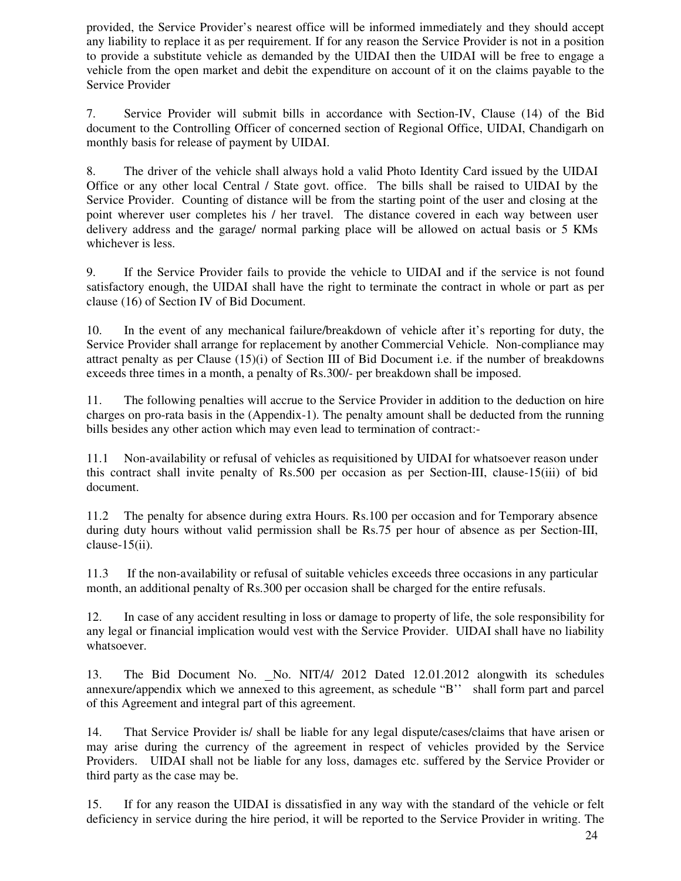provided, the Service Provider's nearest office will be informed immediately and they should accept any liability to replace it as per requirement. If for any reason the Service Provider is not in a position to provide a substitute vehicle as demanded by the UIDAI then the UIDAI will be free to engage a vehicle from the open market and debit the expenditure on account of it on the claims payable to the Service Provider

7. Service Provider will submit bills in accordance with Section-IV, Clause (14) of the Bid document to the Controlling Officer of concerned section of Regional Office, UIDAI, Chandigarh on monthly basis for release of payment by UIDAI.

8. The driver of the vehicle shall always hold a valid Photo Identity Card issued by the UIDAI Office or any other local Central / State govt. office. The bills shall be raised to UIDAI by the Service Provider. Counting of distance will be from the starting point of the user and closing at the point wherever user completes his / her travel. The distance covered in each way between user delivery address and the garage/ normal parking place will be allowed on actual basis or 5 KMs whichever is less.

9. If the Service Provider fails to provide the vehicle to UIDAI and if the service is not found satisfactory enough, the UIDAI shall have the right to terminate the contract in whole or part as per clause (16) of Section IV of Bid Document.

10. In the event of any mechanical failure/breakdown of vehicle after it's reporting for duty, the Service Provider shall arrange for replacement by another Commercial Vehicle. Non-compliance may attract penalty as per Clause (15)(i) of Section III of Bid Document i.e. if the number of breakdowns exceeds three times in a month, a penalty of Rs.300/- per breakdown shall be imposed.

11. The following penalties will accrue to the Service Provider in addition to the deduction on hire charges on pro-rata basis in the (Appendix-1). The penalty amount shall be deducted from the running bills besides any other action which may even lead to termination of contract:-

11.1 Non-availability or refusal of vehicles as requisitioned by UIDAI for whatsoever reason under this contract shall invite penalty of Rs.500 per occasion as per Section-III, clause-15(iii) of bid document.

11.2 The penalty for absence during extra Hours. Rs.100 per occasion and for Temporary absence during duty hours without valid permission shall be Rs.75 per hour of absence as per Section-III, clause-15(ii).

11.3 If the non-availability or refusal of suitable vehicles exceeds three occasions in any particular month, an additional penalty of Rs.300 per occasion shall be charged for the entire refusals.

12. In case of any accident resulting in loss or damage to property of life, the sole responsibility for any legal or financial implication would vest with the Service Provider. UIDAI shall have no liability whatsoever.

13. The Bid Document No. _No. NIT/4/ 2012 Dated 12.01.2012 alongwith its schedules annexure/appendix which we annexed to this agreement, as schedule "B'' shall form part and parcel of this Agreement and integral part of this agreement.

14. That Service Provider is/ shall be liable for any legal dispute/cases/claims that have arisen or may arise during the currency of the agreement in respect of vehicles provided by the Service Providers. UIDAI shall not be liable for any loss, damages etc. suffered by the Service Provider or third party as the case may be.

15. If for any reason the UIDAI is dissatisfied in any way with the standard of the vehicle or felt deficiency in service during the hire period, it will be reported to the Service Provider in writing. The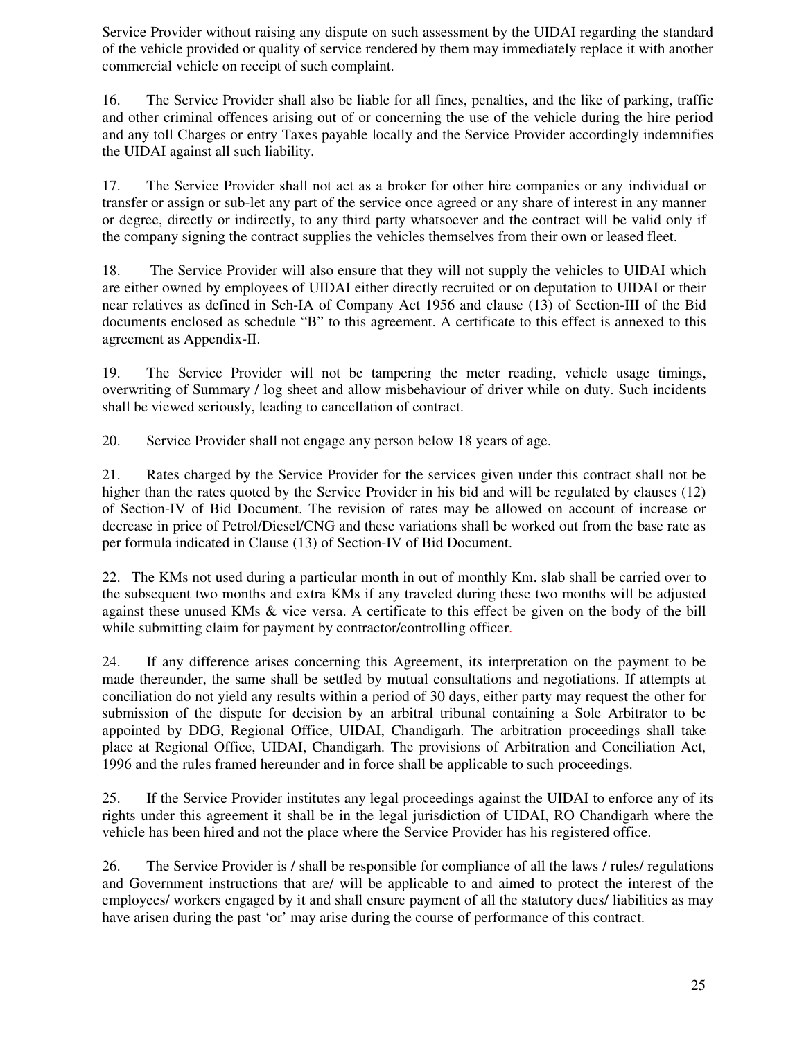Service Provider without raising any dispute on such assessment by the UIDAI regarding the standard of the vehicle provided or quality of service rendered by them may immediately replace it with another commercial vehicle on receipt of such complaint.

16. The Service Provider shall also be liable for all fines, penalties, and the like of parking, traffic and other criminal offences arising out of or concerning the use of the vehicle during the hire period and any toll Charges or entry Taxes payable locally and the Service Provider accordingly indemnifies the UIDAI against all such liability.

17. The Service Provider shall not act as a broker for other hire companies or any individual or transfer or assign or sub-let any part of the service once agreed or any share of interest in any manner or degree, directly or indirectly, to any third party whatsoever and the contract will be valid only if the company signing the contract supplies the vehicles themselves from their own or leased fleet.

18. The Service Provider will also ensure that they will not supply the vehicles to UIDAI which are either owned by employees of UIDAI either directly recruited or on deputation to UIDAI or their near relatives as defined in Sch-IA of Company Act 1956 and clause (13) of Section-III of the Bid documents enclosed as schedule "B" to this agreement. A certificate to this effect is annexed to this agreement as Appendix-II.

19. The Service Provider will not be tampering the meter reading, vehicle usage timings, overwriting of Summary / log sheet and allow misbehaviour of driver while on duty. Such incidents shall be viewed seriously, leading to cancellation of contract.

20. Service Provider shall not engage any person below 18 years of age.

21. Rates charged by the Service Provider for the services given under this contract shall not be higher than the rates quoted by the Service Provider in his bid and will be regulated by clauses (12) of Section-IV of Bid Document. The revision of rates may be allowed on account of increase or decrease in price of Petrol/Diesel/CNG and these variations shall be worked out from the base rate as per formula indicated in Clause (13) of Section-IV of Bid Document.

22. The KMs not used during a particular month in out of monthly Km. slab shall be carried over to the subsequent two months and extra KMs if any traveled during these two months will be adjusted against these unused KMs & vice versa. A certificate to this effect be given on the body of the bill while submitting claim for payment by contractor/controlling officer.

24. If any difference arises concerning this Agreement, its interpretation on the payment to be made thereunder, the same shall be settled by mutual consultations and negotiations. If attempts at conciliation do not yield any results within a period of 30 days, either party may request the other for submission of the dispute for decision by an arbitral tribunal containing a Sole Arbitrator to be appointed by DDG, Regional Office, UIDAI, Chandigarh. The arbitration proceedings shall take place at Regional Office, UIDAI, Chandigarh. The provisions of Arbitration and Conciliation Act, 1996 and the rules framed hereunder and in force shall be applicable to such proceedings.

25. If the Service Provider institutes any legal proceedings against the UIDAI to enforce any of its rights under this agreement it shall be in the legal jurisdiction of UIDAI, RO Chandigarh where the vehicle has been hired and not the place where the Service Provider has his registered office.

26. The Service Provider is / shall be responsible for compliance of all the laws / rules/ regulations and Government instructions that are/ will be applicable to and aimed to protect the interest of the employees/ workers engaged by it and shall ensure payment of all the statutory dues/ liabilities as may have arisen during the past 'or' may arise during the course of performance of this contract.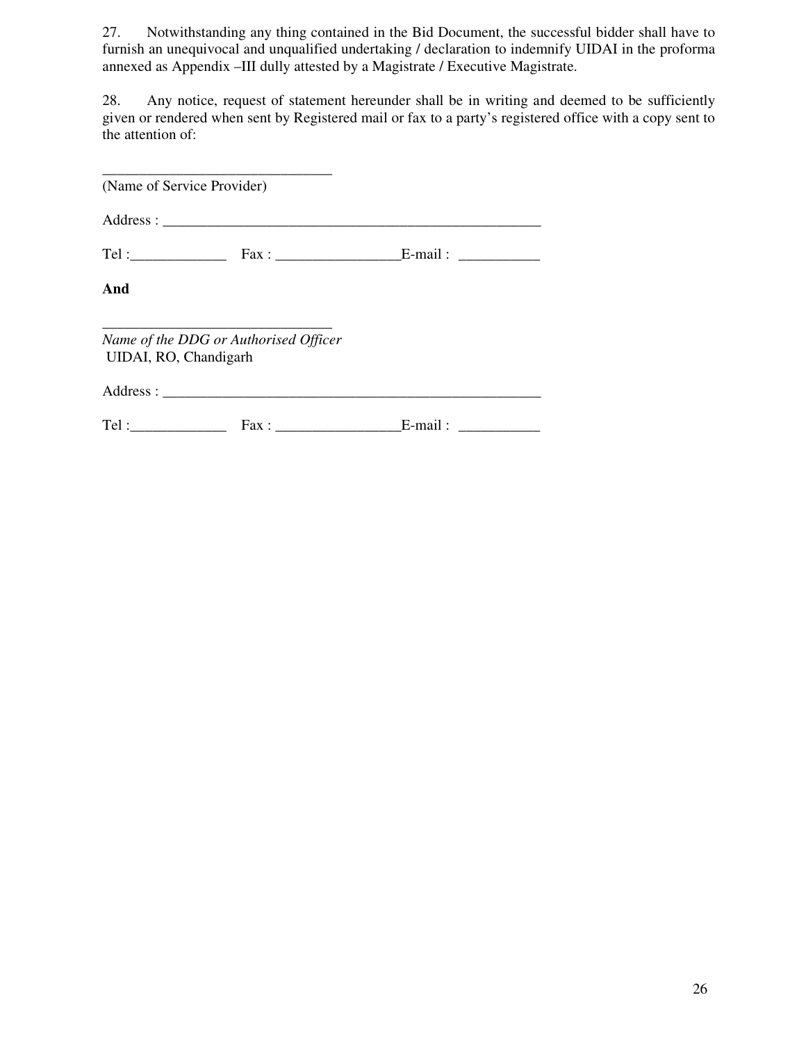27. Notwithstanding any thing contained in the Bid Document, the successful bidder shall have to furnish an unequivocal and unqualified undertaking / declaration to indemnify UIDAI in the proforma annexed as Appendix –III dully attested by a Magistrate / Executive Magistrate.

28. Any notice, request of statement hereunder shall be in writing and deemed to be sufficiently given or rendered when sent by Registered mail or fax to a party's registered office with a copy sent to the attention of:

_______________________________
(Name of Service Provider)

Address : ____________________________________________________

Tel :_____________ Fax : _________________E-mail : ___________

**And**

_______________________________
*Name of the DDG or Authorised Officer*
UIDAI, RO, Chandigarh

Address : ____________________________________________________

Tel :_____________ Fax : _________________E-mail : ___________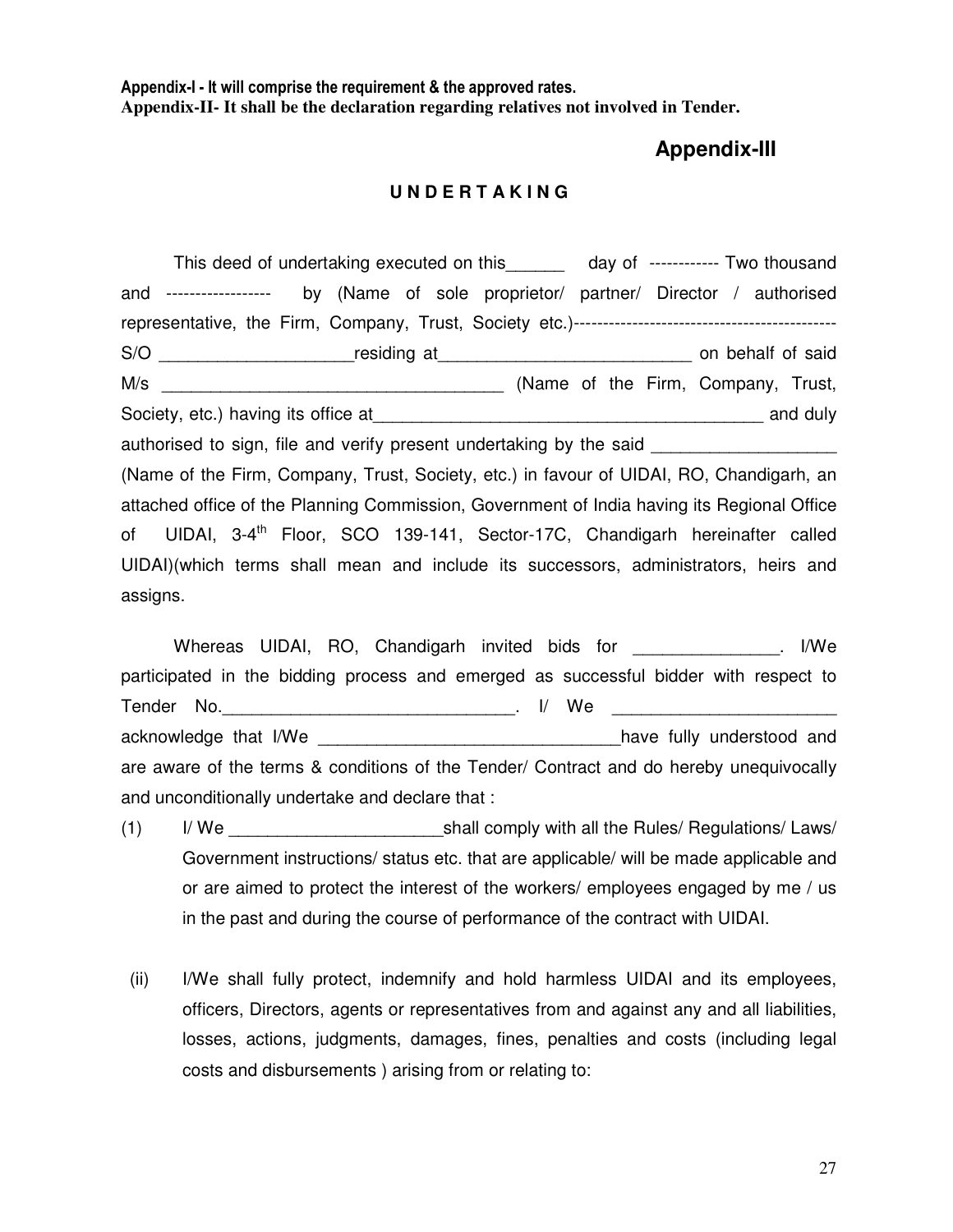**Appendix-I - It will comprise the requirement & the approved rates.**
**Appendix-II- It shall be the declaration regarding relatives not involved in Tender.**

## Appendix-III

### U N D E R T A K I N G

This deed of undertaking executed on this______ day of ------------ Two thousand and ------------------ by (Name of sole proprietor/ partner/ Director / authorised representative, the Firm, Company, Trust, Society etc.)--------------------------------------------- S/O ____________________residing at__________________________ on behalf of said M/s ___________________________________ (Name of the Firm, Company, Trust, Society, etc.) having its office at_________________________________________ and duly authorised to sign, file and verify present undertaking by the said ___________________ (Name of the Firm, Company, Trust, Society, etc.) in favour of UIDAI, RO, Chandigarh, an attached office of the Planning Commission, Government of India having its Regional Office of UIDAI, 3-4th Floor, SCO 139-141, Sector-17C, Chandigarh hereinafter called UIDAI)(which terms shall mean and include its successors, administrators, heirs and assigns.

Whereas UIDAI, RO, Chandigarh invited bids for _______________. I/We participated in the bidding process and emerged as successful bidder with respect to Tender No._______________________________. I/ We _______________________ acknowledge that I/We ________________________________have fully understood and are aware of the terms & conditions of the Tender/ Contract and do hereby unequivocally and unconditionally undertake and declare that :

(1) I/ We ______________________shall comply with all the Rules/ Regulations/ Laws/ Government instructions/ status etc. that are applicable/ will be made applicable and or are aimed to protect the interest of the workers/ employees engaged by me / us in the past and during the course of performance of the contract with UIDAI.

(ii) I/We shall fully protect, indemnify and hold harmless UIDAI and its employees, officers, Directors, agents or representatives from and against any and all liabilities, losses, actions, judgments, damages, fines, penalties and costs (including legal costs and disbursements ) arising from or relating to: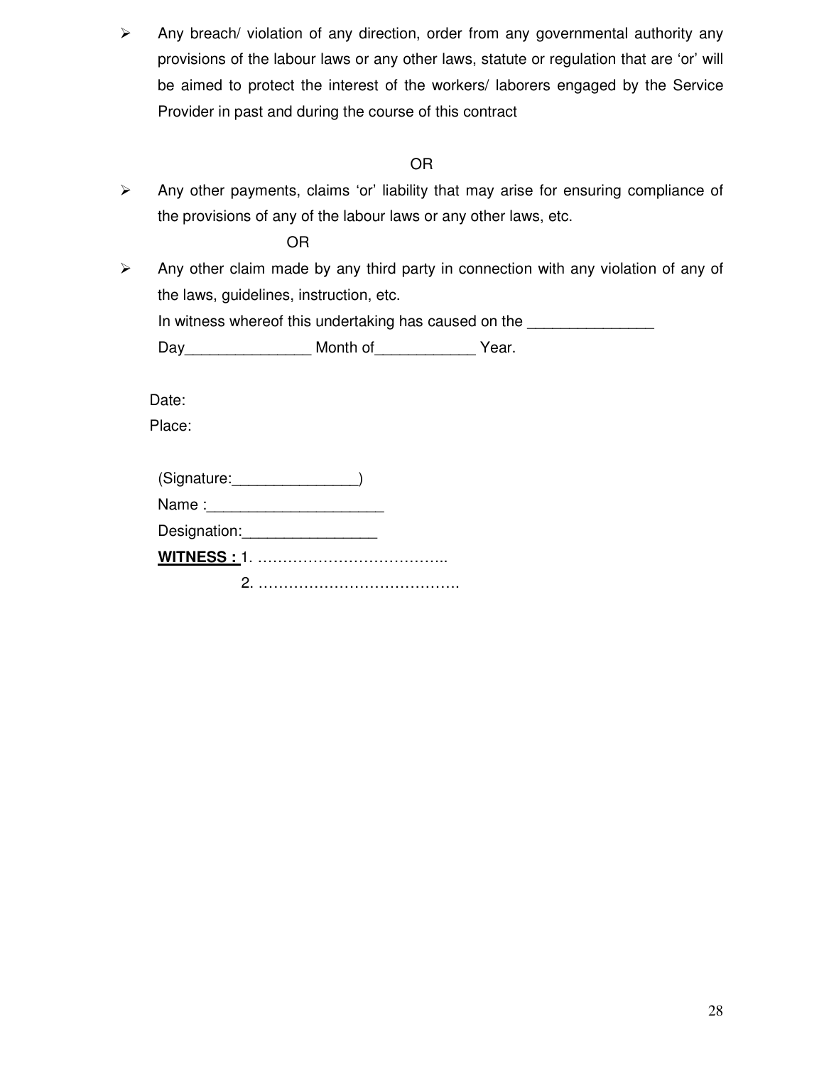- Any breach/ violation of any direction, order from any governmental authority any provisions of the labour laws or any other laws, statute or regulation that are 'or' will be aimed to protect the interest of the workers/ laborers engaged by the Service Provider in past and during the course of this contract

OR

- Any other payments, claims 'or' liability that may arise for ensuring compliance of the provisions of any of the labour laws or any other laws, etc.

OR

- Any other claim made by any third party in connection with any violation of any of the laws, guidelines, instruction, etc.

  In witness whereof this undertaking has caused on the _______________

  Day_______________ Month of____________ Year.

Date:

Place:

(Signature:_______________)

Name :_____________________

Designation:________________

**WITNESS :** 1. ………………………………..

2. ………………………………….